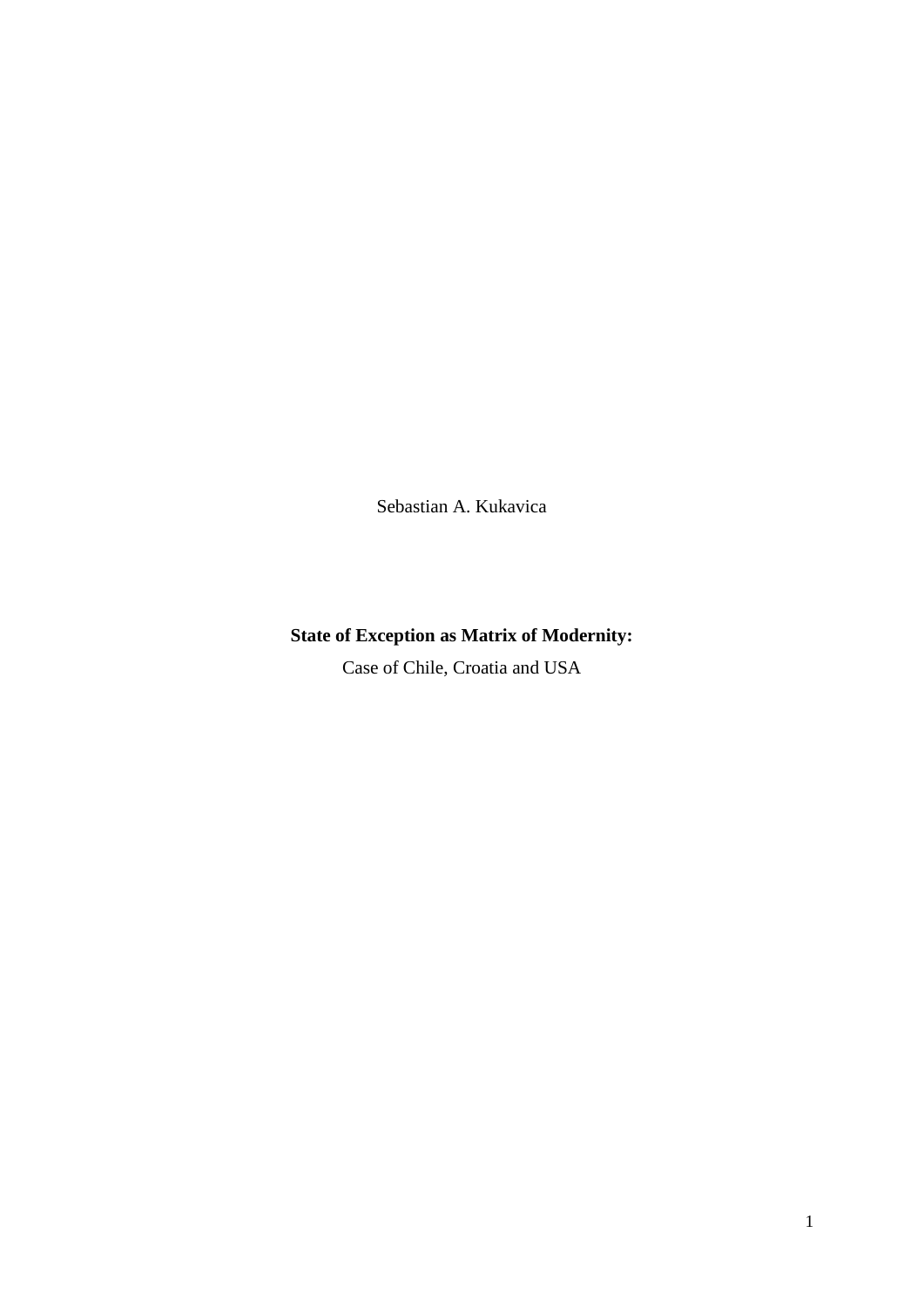Sebastian A. Kukavica

**State of Exception as Matrix of Modernity:**

Case of Chile, Croatia and USA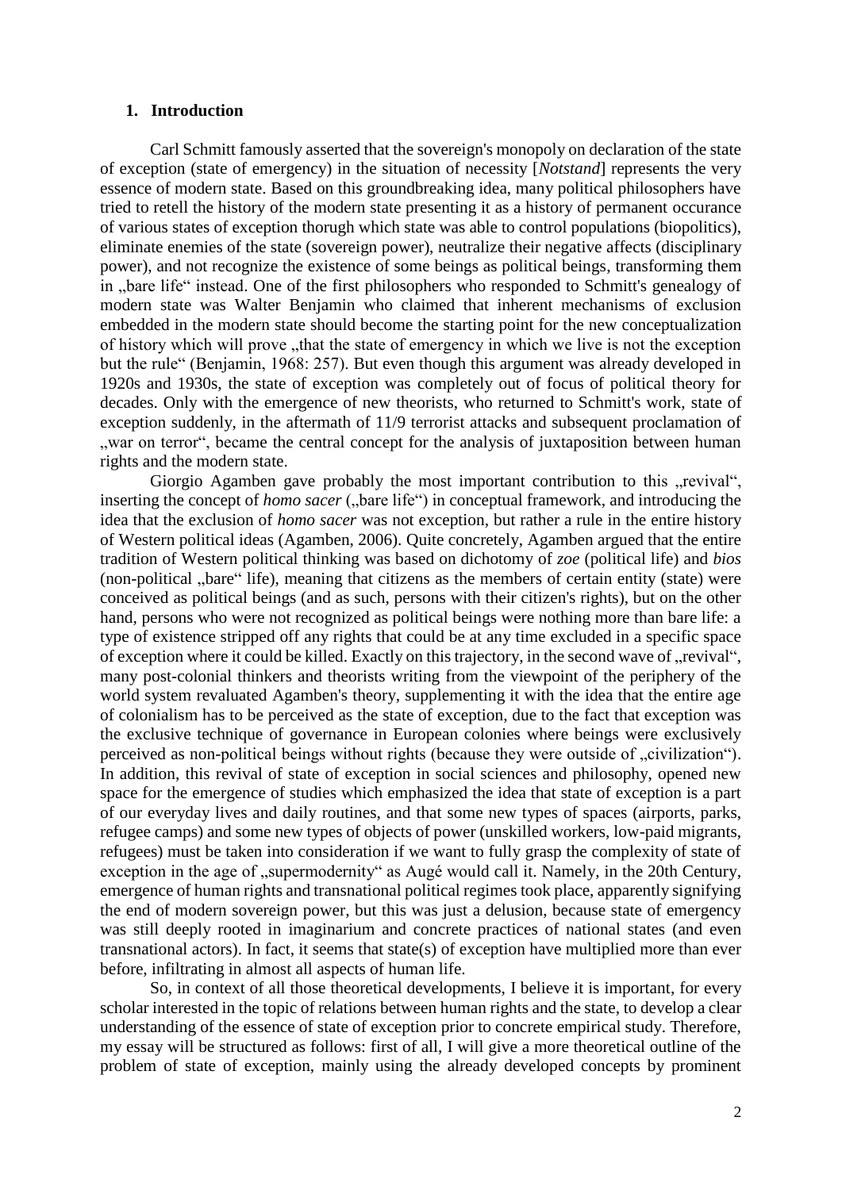## 1. Introduction

Carl Schmitt famously asserted that the sovereign's monopoly on declaration of the state of exception (state of emergency) in the situation of necessity [*Notstand*] represents the very essence of modern state. Based on this groundbreaking idea, many political philosophers have tried to retell the history of the modern state presenting it as a history of permanent occurance of various states of exception thorugh which state was able to control populations (biopolitics), eliminate enemies of the state (sovereign power), neutralize their negative affects (disciplinary power), and not recognize the existence of some beings as political beings, transforming them in „bare life" instead. One of the first philosophers who responded to Schmitt's genealogy of modern state was Walter Benjamin who claimed that inherent mechanisms of exclusion embedded in the modern state should become the starting point for the new conceptualization of history which will prove „that the state of emergency in which we live is not the exception but the rule" (Benjamin, 1968: 257). But even though this argument was already developed in 1920s and 1930s, the state of exception was completely out of focus of political theory for decades. Only with the emergence of new theorists, who returned to Schmitt's work, state of exception suddenly, in the aftermath of 11/9 terrorist attacks and subsequent proclamation of „war on terror", became the central concept for the analysis of juxtaposition between human rights and the modern state.

Giorgio Agamben gave probably the most important contribution to this „revival", inserting the concept of *homo sacer* („bare life") in conceptual framework, and introducing the idea that the exclusion of *homo sacer* was not exception, but rather a rule in the entire history of Western political ideas (Agamben, 2006). Quite concretely, Agamben argued that the entire tradition of Western political thinking was based on dichotomy of *zoe* (political life) and *bios* (non-political „bare" life), meaning that citizens as the members of certain entity (state) were conceived as political beings (and as such, persons with their citizen's rights), but on the other hand, persons who were not recognized as political beings were nothing more than bare life: a type of existence stripped off any rights that could be at any time excluded in a specific space of exception where it could be killed. Exactly on this trajectory, in the second wave of „revival", many post-colonial thinkers and theorists writing from the viewpoint of the periphery of the world system revaluated Agamben's theory, supplementing it with the idea that the entire age of colonialism has to be perceived as the state of exception, due to the fact that exception was the exclusive technique of governance in European colonies where beings were exclusively perceived as non-political beings without rights (because they were outside of „civilization"). In addition, this revival of state of exception in social sciences and philosophy, opened new space for the emergence of studies which emphasized the idea that state of exception is a part of our everyday lives and daily routines, and that some new types of spaces (airports, parks, refugee camps) and some new types of objects of power (unskilled workers, low-paid migrants, refugees) must be taken into consideration if we want to fully grasp the complexity of state of exception in the age of „supermodernity" as Augé would call it. Namely, in the 20th Century, emergence of human rights and transnational political regimes took place, apparently signifying the end of modern sovereign power, but this was just a delusion, because state of emergency was still deeply rooted in imaginarium and concrete practices of national states (and even transnational actors). In fact, it seems that state(s) of exception have multiplied more than ever before, infiltrating in almost all aspects of human life.

So, in context of all those theoretical developments, I believe it is important, for every scholar interested in the topic of relations between human rights and the state, to develop a clear understanding of the essence of state of exception prior to concrete empirical study. Therefore, my essay will be structured as follows: first of all, I will give a more theoretical outline of the problem of state of exception, mainly using the already developed concepts by prominent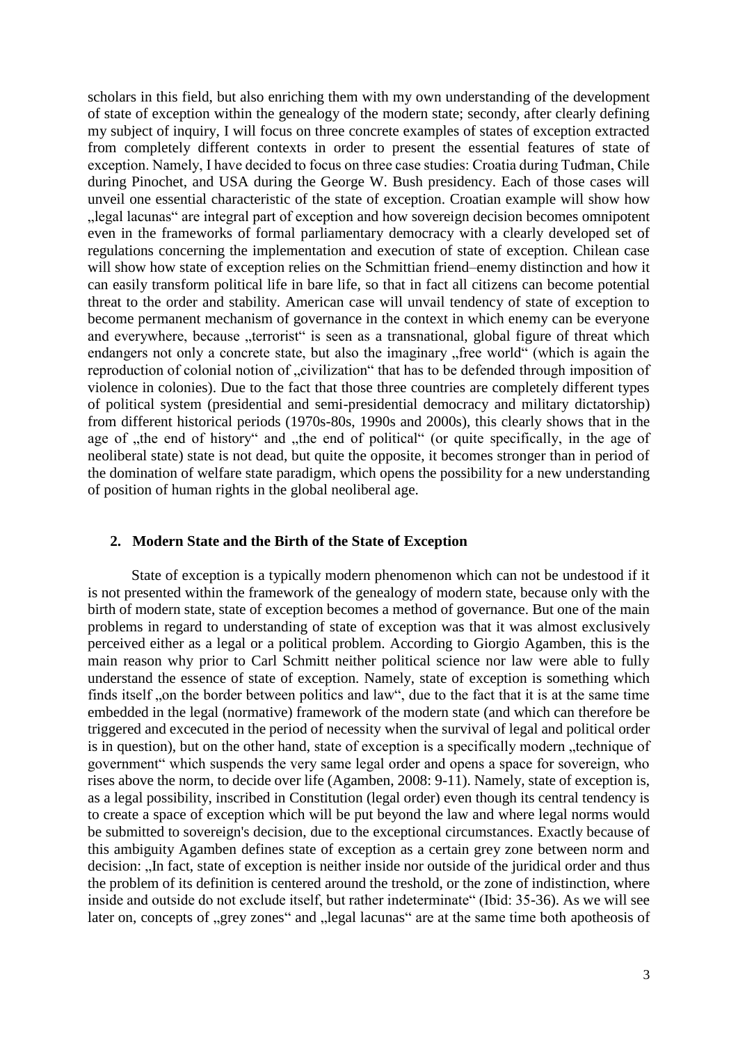scholars in this field, but also enriching them with my own understanding of the development of state of exception within the genealogy of the modern state; secondy, after clearly defining my subject of inquiry, I will focus on three concrete examples of states of exception extracted from completely different contexts in order to present the essential features of state of exception. Namely, I have decided to focus on three case studies: Croatia during Tuđman, Chile during Pinochet, and USA during the George W. Bush presidency. Each of those cases will unveil one essential characteristic of the state of exception. Croatian example will show how „legal lacunas" are integral part of exception and how sovereign decision becomes omnipotent even in the frameworks of formal parliamentary democracy with a clearly developed set of regulations concerning the implementation and execution of state of exception. Chilean case will show how state of exception relies on the Schmittian friend–enemy distinction and how it can easily transform political life in bare life, so that in fact all citizens can become potential threat to the order and stability. American case will unvail tendency of state of exception to become permanent mechanism of governance in the context in which enemy can be everyone and everywhere, because „terrorist" is seen as a transnational, global figure of threat which endangers not only a concrete state, but also the imaginary „free world" (which is again the reproduction of colonial notion of „civilization" that has to be defended through imposition of violence in colonies). Due to the fact that those three countries are completely different types of political system (presidential and semi-presidential democracy and military dictatorship) from different historical periods (1970s-80s, 1990s and 2000s), this clearly shows that in the age of „the end of history" and „the end of political" (or quite specifically, in the age of neoliberal state) state is not dead, but quite the opposite, it becomes stronger than in period of the domination of welfare state paradigm, which opens the possibility for a new understanding of position of human rights in the global neoliberal age.

## 2. Modern State and the Birth of the State of Exception

State of exception is a typically modern phenomenon which can not be undestood if it is not presented within the framework of the genealogy of modern state, because only with the birth of modern state, state of exception becomes a method of governance. But one of the main problems in regard to understanding of state of exception was that it was almost exclusively perceived either as a legal or a political problem. According to Giorgio Agamben, this is the main reason why prior to Carl Schmitt neither political science nor law were able to fully understand the essence of state of exception. Namely, state of exception is something which finds itself „on the border between politics and law", due to the fact that it is at the same time embedded in the legal (normative) framework of the modern state (and which can therefore be triggered and excecuted in the period of necessity when the survival of legal and political order is in question), but on the other hand, state of exception is a specifically modern „technique of government" which suspends the very same legal order and opens a space for sovereign, who rises above the norm, to decide over life (Agamben, 2008: 9-11). Namely, state of exception is, as a legal possibility, inscribed in Constitution (legal order) even though its central tendency is to create a space of exception which will be put beyond the law and where legal norms would be submitted to sovereign's decision, due to the exceptional circumstances. Exactly because of this ambiguity Agamben defines state of exception as a certain grey zone between norm and decision: „In fact, state of exception is neither inside nor outside of the juridical order and thus the problem of its definition is centered around the treshold, or the zone of indistinction, where inside and outside do not exclude itself, but rather indeterminate" (Ibid: 35-36). As we will see later on, concepts of „grey zones" and „legal lacunas" are at the same time both apotheosis of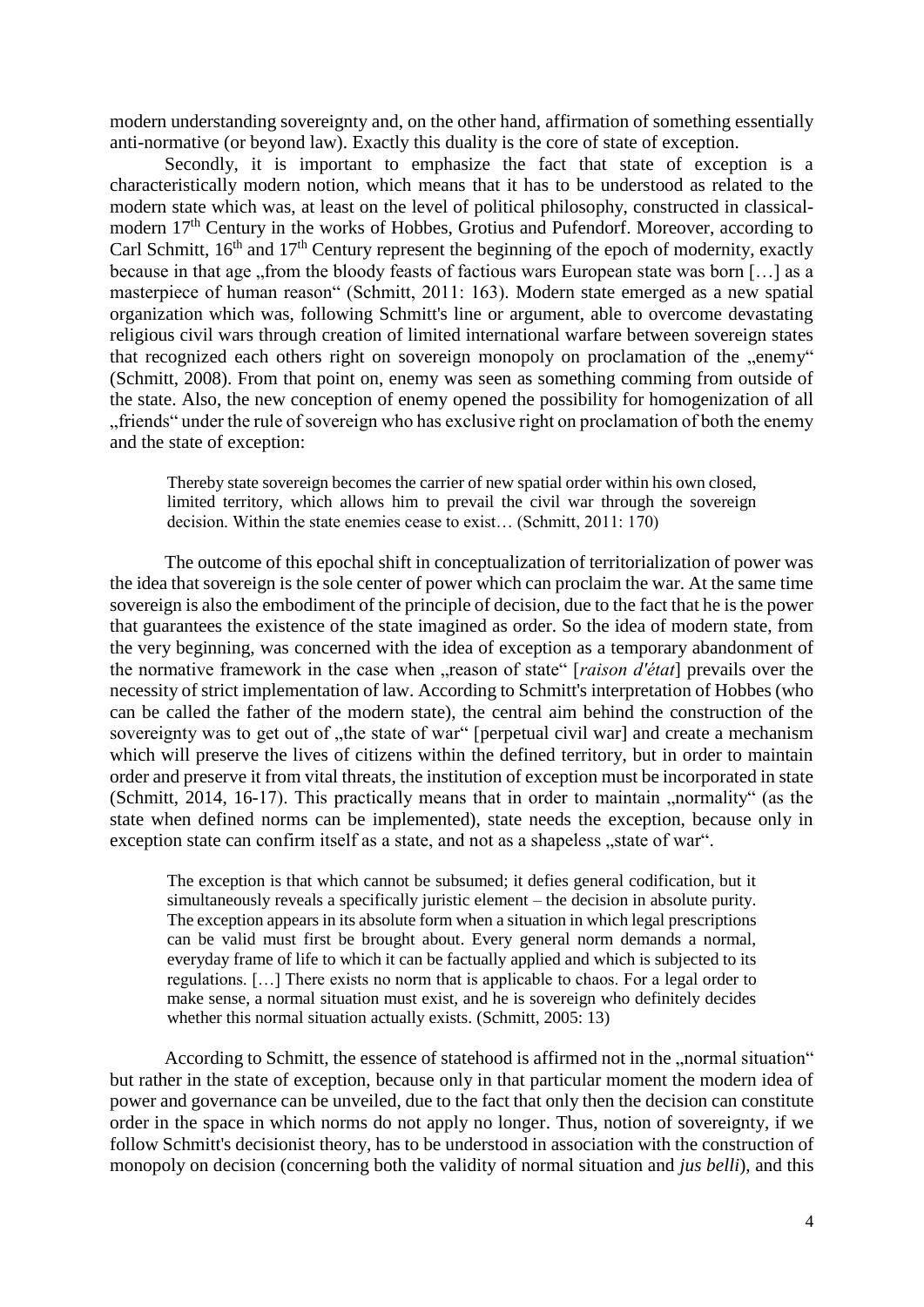modern understanding sovereignty and, on the other hand, affirmation of something essentially anti-normative (or beyond law). Exactly this duality is the core of state of exception.

Secondly, it is important to emphasize the fact that state of exception is a characteristically modern notion, which means that it has to be understood as related to the modern state which was, at least on the level of political philosophy, constructed in classical-modern 17th Century in the works of Hobbes, Grotius and Pufendorf. Moreover, according to Carl Schmitt, 16th and 17th Century represent the beginning of the epoch of modernity, exactly because in that age „from the bloody feasts of factious wars European state was born […] as a masterpiece of human reason" (Schmitt, 2011: 163). Modern state emerged as a new spatial organization which was, following Schmitt's line or argument, able to overcome devastating religious civil wars through creation of limited international warfare between sovereign states that recognized each others right on sovereign monopoly on proclamation of the „enemy" (Schmitt, 2008). From that point on, enemy was seen as something comming from outside of the state. Also, the new conception of enemy opened the possibility for homogenization of all „friends" under the rule of sovereign who has exclusive right on proclamation of both the enemy and the state of exception:

> Thereby state sovereign becomes the carrier of new spatial order within his own closed, limited territory, which allows him to prevail the civil war through the sovereign decision. Within the state enemies cease to exist… (Schmitt, 2011: 170)

The outcome of this epochal shift in conceptualization of territorialization of power was the idea that sovereign is the sole center of power which can proclaim the war. At the same time sovereign is also the embodiment of the principle of decision, due to the fact that he is the power that guarantees the existence of the state imagined as order. So the idea of modern state, from the very beginning, was concerned with the idea of exception as a temporary abandonment of the normative framework in the case when „reason of state" [*raison d'état*] prevails over the necessity of strict implementation of law. According to Schmitt's interpretation of Hobbes (who can be called the father of the modern state), the central aim behind the construction of the sovereignty was to get out of „the state of war" [perpetual civil war] and create a mechanism which will preserve the lives of citizens within the defined territory, but in order to maintain order and preserve it from vital threats, the institution of exception must be incorporated in state (Schmitt, 2014, 16-17). This practically means that in order to maintain „normality" (as the state when defined norms can be implemented), state needs the exception, because only in exception state can confirm itself as a state, and not as a shapeless „state of war".

> The exception is that which cannot be subsumed; it defies general codification, but it simultaneously reveals a specifically juristic element – the decision in absolute purity. The exception appears in its absolute form when a situation in which legal prescriptions can be valid must first be brought about. Every general norm demands a normal, everyday frame of life to which it can be factually applied and which is subjected to its regulations. […] There exists no norm that is applicable to chaos. For a legal order to make sense, a normal situation must exist, and he is sovereign who definitely decides whether this normal situation actually exists. (Schmitt, 2005: 13)

According to Schmitt, the essence of statehood is affirmed not in the „normal situation" but rather in the state of exception, because only in that particular moment the modern idea of power and governance can be unveiled, due to the fact that only then the decision can constitute order in the space in which norms do not apply no longer. Thus, notion of sovereignty, if we follow Schmitt's decisionist theory, has to be understood in association with the construction of monopoly on decision (concerning both the validity of normal situation and *jus belli*), and this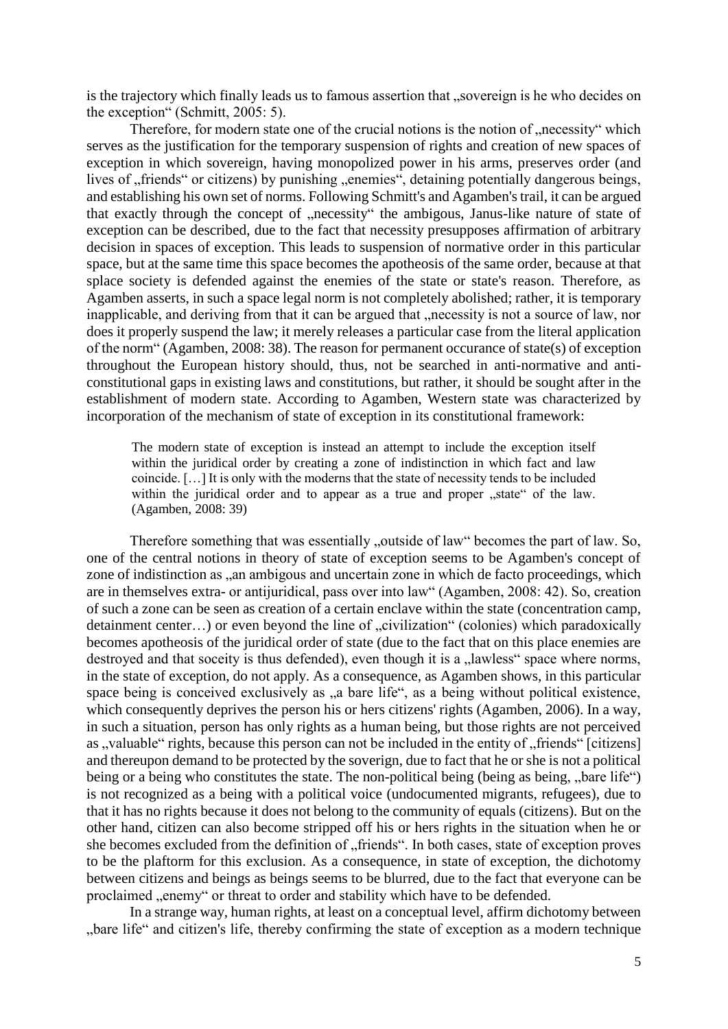is the trajectory which finally leads us to famous assertion that „sovereign is he who decides on the exception" (Schmitt, 2005: 5).

Therefore, for modern state one of the crucial notions is the notion of „necessity" which serves as the justification for the temporary suspension of rights and creation of new spaces of exception in which sovereign, having monopolized power in his arms, preserves order (and lives of „friends" or citizens) by punishing „enemies", detaining potentially dangerous beings, and establishing his own set of norms. Following Schmitt's and Agamben's trail, it can be argued that exactly through the concept of „necessity" the ambigous, Janus-like nature of state of exception can be described, due to the fact that necessity presupposes affirmation of arbitrary decision in spaces of exception. This leads to suspension of normative order in this particular space, but at the same time this space becomes the apotheosis of the same order, because at that splace society is defended against the enemies of the state or state's reason. Therefore, as Agamben asserts, in such a space legal norm is not completely abolished; rather, it is temporary inapplicable, and deriving from that it can be argued that „necessity is not a source of law, nor does it properly suspend the law; it merely releases a particular case from the literal application of the norm" (Agamben, 2008: 38). The reason for permanent occurance of state(s) of exception throughout the European history should, thus, not be searched in anti-normative and anti-constitutional gaps in existing laws and constitutions, but rather, it should be sought after in the establishment of modern state. According to Agamben, Western state was characterized by incorporation of the mechanism of state of exception in its constitutional framework:

> The modern state of exception is instead an attempt to include the exception itself within the juridical order by creating a zone of indistinction in which fact and law coincide. […] It is only with the moderns that the state of necessity tends to be included within the juridical order and to appear as a true and proper „state" of the law. (Agamben, 2008: 39)

Therefore something that was essentially „outside of law" becomes the part of law. So, one of the central notions in theory of state of exception seems to be Agamben's concept of zone of indistinction as „an ambigous and uncertain zone in which de facto proceedings, which are in themselves extra- or antijuridical, pass over into law" (Agamben, 2008: 42). So, creation of such a zone can be seen as creation of a certain enclave within the state (concentration camp, detainment center…) or even beyond the line of „civilization" (colonies) which paradoxically becomes apotheosis of the juridical order of state (due to the fact that on this place enemies are destroyed and that soceity is thus defended), even though it is a „lawless" space where norms, in the state of exception, do not apply. As a consequence, as Agamben shows, in this particular space being is conceived exclusively as „a bare life", as a being without political existence, which consequently deprives the person his or hers citizens' rights (Agamben, 2006). In a way, in such a situation, person has only rights as a human being, but those rights are not perceived as „valuable" rights, because this person can not be included in the entity of „friends" [citizens] and thereupon demand to be protected by the soverign, due to fact that he or she is not a political being or a being who constitutes the state. The non-political being (being as being, „bare life") is not recognized as a being with a political voice (undocumented migrants, refugees), due to that it has no rights because it does not belong to the community of equals (citizens). But on the other hand, citizen can also become stripped off his or hers rights in the situation when he or she becomes excluded from the definition of „friends". In both cases, state of exception proves to be the plaftorm for this exclusion. As a consequence, in state of exception, the dichotomy between citizens and beings as beings seems to be blurred, due to the fact that everyone can be proclaimed „enemy" or threat to order and stability which have to be defended.

In a strange way, human rights, at least on a conceptual level, affirm dichotomy between „bare life" and citizen's life, thereby confirming the state of exception as a modern technique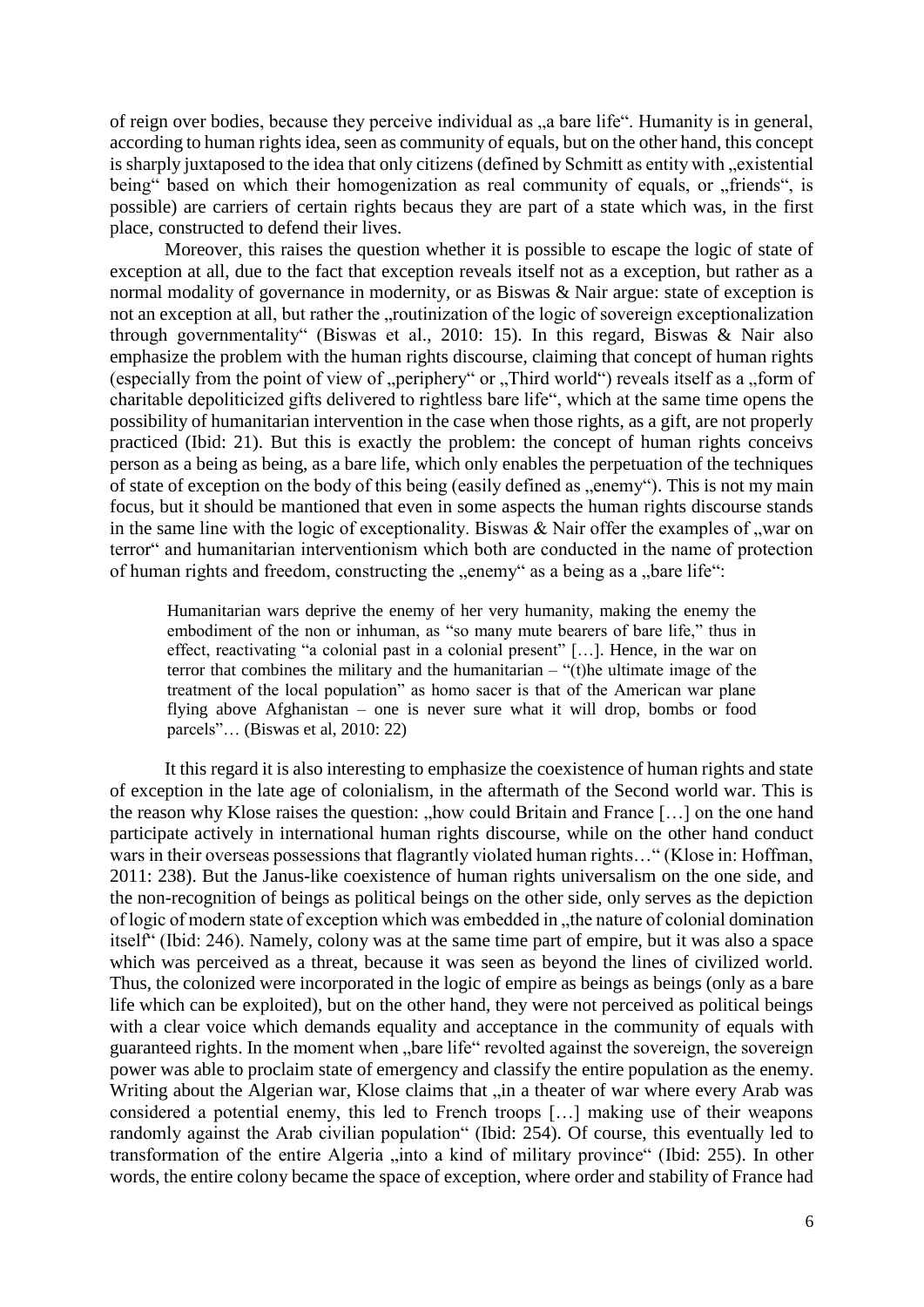of reign over bodies, because they perceive individual as „a bare life". Humanity is in general, according to human rights idea, seen as community of equals, but on the other hand, this concept is sharply juxtaposed to the idea that only citizens (defined by Schmitt as entity with „existential being" based on which their homogenization as real community of equals, or „friends", is possible) are carriers of certain rights becaus they are part of a state which was, in the first place, constructed to defend their lives.

Moreover, this raises the question whether it is possible to escape the logic of state of exception at all, due to the fact that exception reveals itself not as a exception, but rather as a normal modality of governance in modernity, or as Biswas & Nair argue: state of exception is not an exception at all, but rather the „routinization of the logic of sovereign exceptionalization through governmentality" (Biswas et al., 2010: 15). In this regard, Biswas & Nair also emphasize the problem with the human rights discourse, claiming that concept of human rights (especially from the point of view of „periphery" or „Third world") reveals itself as a „form of charitable depoliticized gifts delivered to rightless bare life", which at the same time opens the possibility of humanitarian intervention in the case when those rights, as a gift, are not properly practiced (Ibid: 21). But this is exactly the problem: the concept of human rights conceivs person as a being as being, as a bare life, which only enables the perpetuation of the techniques of state of exception on the body of this being (easily defined as „enemy"). This is not my main focus, but it should be mantioned that even in some aspects the human rights discourse stands in the same line with the logic of exceptionality. Biswas & Nair offer the examples of „war on terror" and humanitarian interventionism which both are conducted in the name of protection of human rights and freedom, constructing the „enemy" as a being as a „bare life":

> Humanitarian wars deprive the enemy of her very humanity, making the enemy the embodiment of the non or inhuman, as "so many mute bearers of bare life," thus in effect, reactivating "a colonial past in a colonial present" […]. Hence, in the war on terror that combines the military and the humanitarian – "(t)he ultimate image of the treatment of the local population" as homo sacer is that of the American war plane flying above Afghanistan – one is never sure what it will drop, bombs or food parcels"… (Biswas et al, 2010: 22)

It this regard it is also interesting to emphasize the coexistence of human rights and state of exception in the late age of colonialism, in the aftermath of the Second world war. This is the reason why Klose raises the question: „how could Britain and France […] on the one hand participate actively in international human rights discourse, while on the other hand conduct wars in their overseas possessions that flagrantly violated human rights…" (Klose in: Hoffman, 2011: 238). But the Janus-like coexistence of human rights universalism on the one side, and the non-recognition of beings as political beings on the other side, only serves as the depiction of logic of modern state of exception which was embedded in „the nature of colonial domination itself" (Ibid: 246). Namely, colony was at the same time part of empire, but it was also a space which was perceived as a threat, because it was seen as beyond the lines of civilized world. Thus, the colonized were incorporated in the logic of empire as beings as beings (only as a bare life which can be exploited), but on the other hand, they were not perceived as political beings with a clear voice which demands equality and acceptance in the community of equals with guaranteed rights. In the moment when „bare life" revolted against the sovereign, the sovereign power was able to proclaim state of emergency and classify the entire population as the enemy. Writing about the Algerian war, Klose claims that „in a theater of war where every Arab was considered a potential enemy, this led to French troops […] making use of their weapons randomly against the Arab civilian population" (Ibid: 254). Of course, this eventually led to transformation of the entire Algeria „into a kind of military province" (Ibid: 255). In other words, the entire colony became the space of exception, where order and stability of France had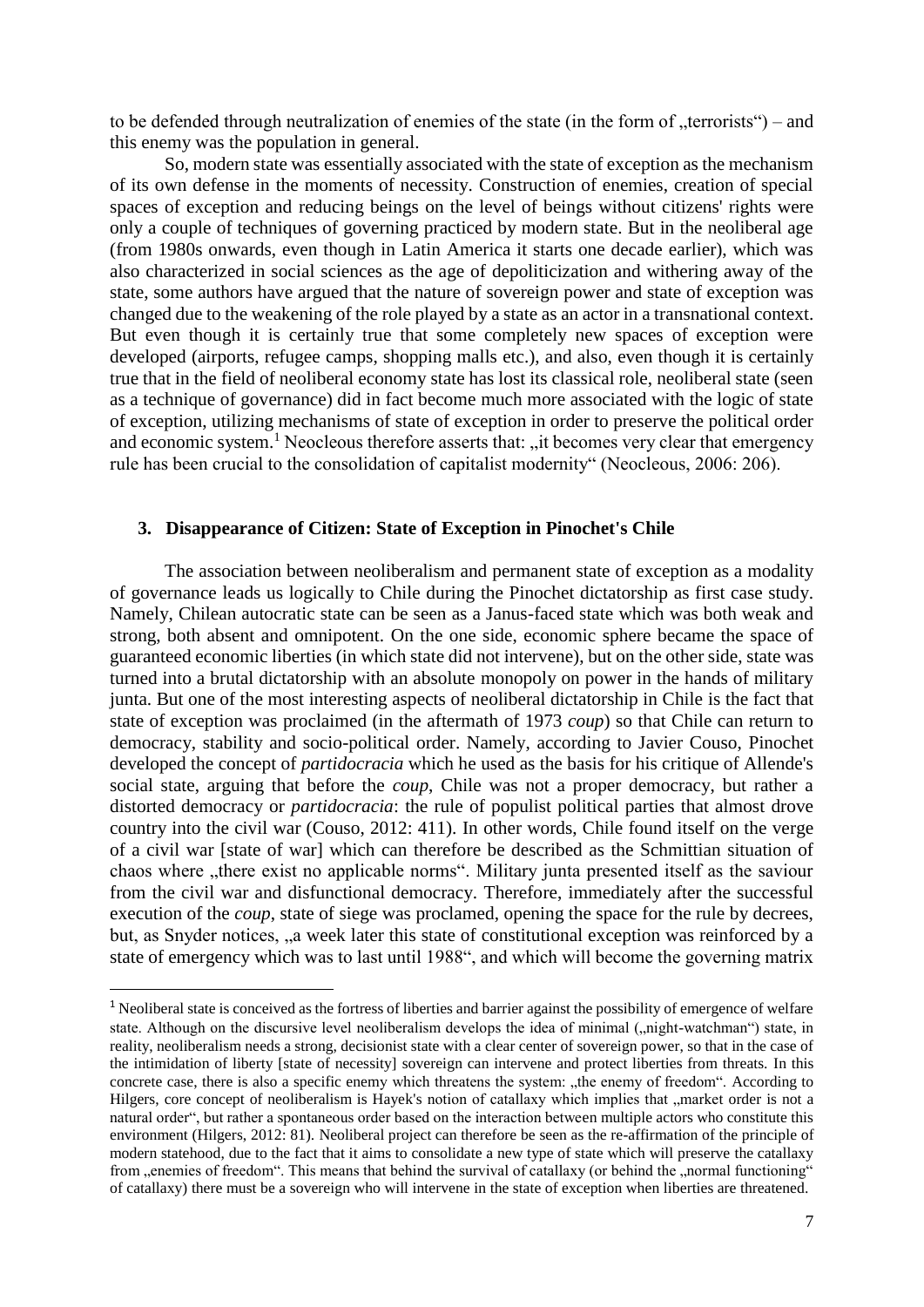to be defended through neutralization of enemies of the state (in the form of „terrorists") – and this enemy was the population in general.

So, modern state was essentially associated with the state of exception as the mechanism of its own defense in the moments of necessity. Construction of enemies, creation of special spaces of exception and reducing beings on the level of beings without citizens' rights were only a couple of techniques of governing practiced by modern state. But in the neoliberal age (from 1980s onwards, even though in Latin America it starts one decade earlier), which was also characterized in social sciences as the age of depoliticization and withering away of the state, some authors have argued that the nature of sovereign power and state of exception was changed due to the weakening of the role played by a state as an actor in a transnational context. But even though it is certainly true that some completely new spaces of exception were developed (airports, refugee camps, shopping malls etc.), and also, even though it is certainly true that in the field of neoliberal economy state has lost its classical role, neoliberal state (seen as a technique of governance) did in fact become much more associated with the logic of state of exception, utilizing mechanisms of state of exception in order to preserve the political order and economic system.[1] Neocleous therefore asserts that: „it becomes very clear that emergency rule has been crucial to the consolidation of capitalist modernity" (Neocleous, 2006: 206).

### 3. Disappearance of Citizen: State of Exception in Pinochet's Chile

The association between neoliberalism and permanent state of exception as a modality of governance leads us logically to Chile during the Pinochet dictatorship as first case study. Namely, Chilean autocratic state can be seen as a Janus-faced state which was both weak and strong, both absent and omnipotent. On the one side, economic sphere became the space of guaranteed economic liberties (in which state did not intervene), but on the other side, state was turned into a brutal dictatorship with an absolute monopoly on power in the hands of military junta. But one of the most interesting aspects of neoliberal dictatorship in Chile is the fact that state of exception was proclaimed (in the aftermath of 1973 *coup*) so that Chile can return to democracy, stability and socio-political order. Namely, according to Javier Couso, Pinochet developed the concept of *partidocracia* which he used as the basis for his critique of Allende's social state, arguing that before the *coup*, Chile was not a proper democracy, but rather a distorted democracy or *partidocracia*: the rule of populist political parties that almost drove country into the civil war (Couso, 2012: 411). In other words, Chile found itself on the verge of a civil war [state of war] which can therefore be described as the Schmittian situation of chaos where „there exist no applicable norms". Military junta presented itself as the saviour from the civil war and disfunctional democracy. Therefore, immediately after the successful execution of the *coup*, state of siege was proclamed, opening the space for the rule by decrees, but, as Snyder notices, „a week later this state of constitutional exception was reinforced by a state of emergency which was to last until 1988", and which will become the governing matrix

---

[1] Neoliberal state is conceived as the fortress of liberties and barrier against the possibility of emergence of welfare state. Although on the discursive level neoliberalism develops the idea of minimal („night-watchman") state, in reality, neoliberalism needs a strong, decisionist state with a clear center of sovereign power, so that in the case of the intimidation of liberty [state of necessity] sovereign can intervene and protect liberties from threats. In this concrete case, there is also a specific enemy which threatens the system: „the enemy of freedom". According to Hilgers, core concept of neoliberalism is Hayek's notion of catallaxy which implies that „market order is not a natural order", but rather a spontaneous order based on the interaction between multiple actors who constitute this environment (Hilgers, 2012: 81). Neoliberal project can therefore be seen as the re-affirmation of the principle of modern statehood, due to the fact that it aims to consolidate a new type of state which will preserve the catallaxy from „enemies of freedom". This means that behind the survival of catallaxy (or behind the „normal functioning" of catallaxy) there must be a sovereign who will intervene in the state of exception when liberties are threatened.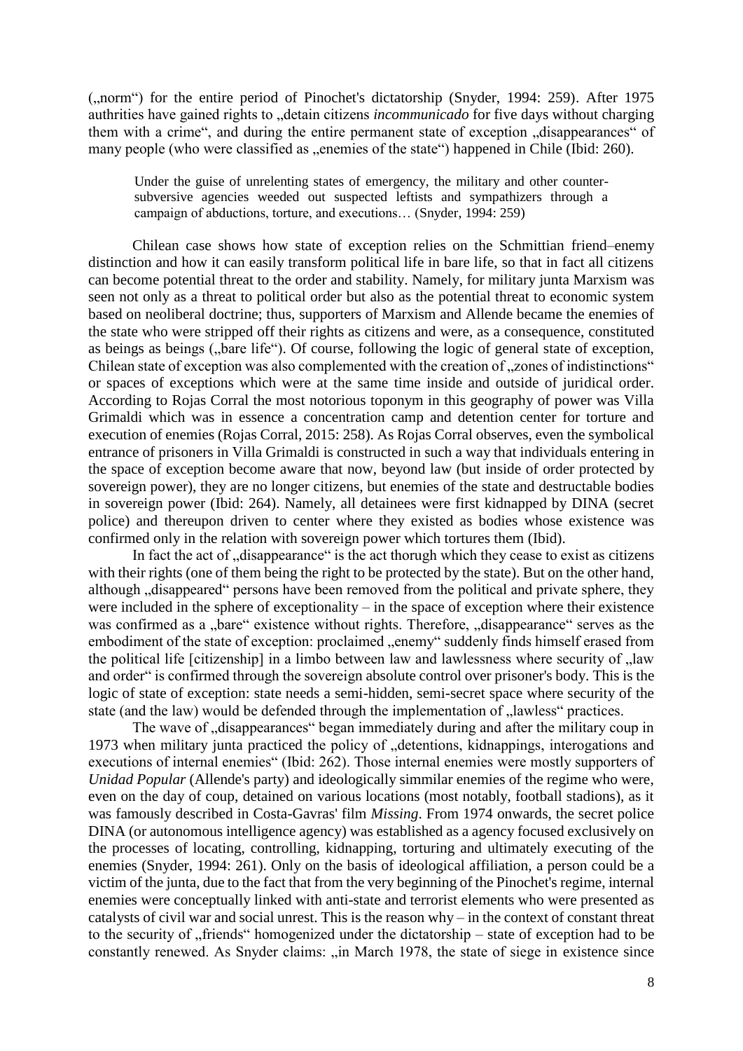(„norm") for the entire period of Pinochet's dictatorship (Snyder, 1994: 259). After 1975 authrities have gained rights to „detain citizens *incommunicado* for five days without charging them with a crime", and during the entire permanent state of exception „disappearances" of many people (who were classified as „enemies of the state") happened in Chile (Ibid: 260).

> Under the guise of unrelenting states of emergency, the military and other counter-subversive agencies weeded out suspected leftists and sympathizers through a campaign of abductions, torture, and executions… (Snyder, 1994: 259)

Chilean case shows how state of exception relies on the Schmittian friend–enemy distinction and how it can easily transform political life in bare life, so that in fact all citizens can become potential threat to the order and stability. Namely, for military junta Marxism was seen not only as a threat to political order but also as the potential threat to economic system based on neoliberal doctrine; thus, supporters of Marxism and Allende became the enemies of the state who were stripped off their rights as citizens and were, as a consequence, constituted as beings as beings („bare life"). Of course, following the logic of general state of exception, Chilean state of exception was also complemented with the creation of „zones of indistinctions" or spaces of exceptions which were at the same time inside and outside of juridical order. According to Rojas Corral the most notorious toponym in this geography of power was Villa Grimaldi which was in essence a concentration camp and detention center for torture and execution of enemies (Rojas Corral, 2015: 258). As Rojas Corral observes, even the symbolical entrance of prisoners in Villa Grimaldi is constructed in such a way that individuals entering in the space of exception become aware that now, beyond law (but inside of order protected by sovereign power), they are no longer citizens, but enemies of the state and destructable bodies in sovereign power (Ibid: 264). Namely, all detainees were first kidnapped by DINA (secret police) and thereupon driven to center where they existed as bodies whose existence was confirmed only in the relation with sovereign power which tortures them (Ibid).

In fact the act of „disappearance" is the act thorugh which they cease to exist as citizens with their rights (one of them being the right to be protected by the state). But on the other hand, although „disappeared" persons have been removed from the political and private sphere, they were included in the sphere of exceptionality – in the space of exception where their existence was confirmed as a „bare" existence without rights. Therefore, „disappearance" serves as the embodiment of the state of exception: proclaimed „enemy" suddenly finds himself erased from the political life [citizenship] in a limbo between law and lawlessness where security of „law and order" is confirmed through the sovereign absolute control over prisoner's body. This is the logic of state of exception: state needs a semi-hidden, semi-secret space where security of the state (and the law) would be defended through the implementation of „lawless" practices.

The wave of „disappearances" began immediately during and after the military coup in 1973 when military junta practiced the policy of „detentions, kidnappings, interogations and executions of internal enemies" (Ibid: 262). Those internal enemies were mostly supporters of *Unidad Popular* (Allende's party) and ideologically simmilar enemies of the regime who were, even on the day of coup, detained on various locations (most notably, football stadions), as it was famously described in Costa-Gavras' film *Missing*. From 1974 onwards, the secret police DINA (or autonomous intelligence agency) was established as a agency focused exclusively on the processes of locating, controlling, kidnapping, torturing and ultimately executing of the enemies (Snyder, 1994: 261). Only on the basis of ideological affiliation, a person could be a victim of the junta, due to the fact that from the very beginning of the Pinochet's regime, internal enemies were conceptually linked with anti-state and terrorist elements who were presented as catalysts of civil war and social unrest. This is the reason why – in the context of constant threat to the security of „friends" homogenized under the dictatorship – state of exception had to be constantly renewed. As Snyder claims: „in March 1978, the state of siege in existence since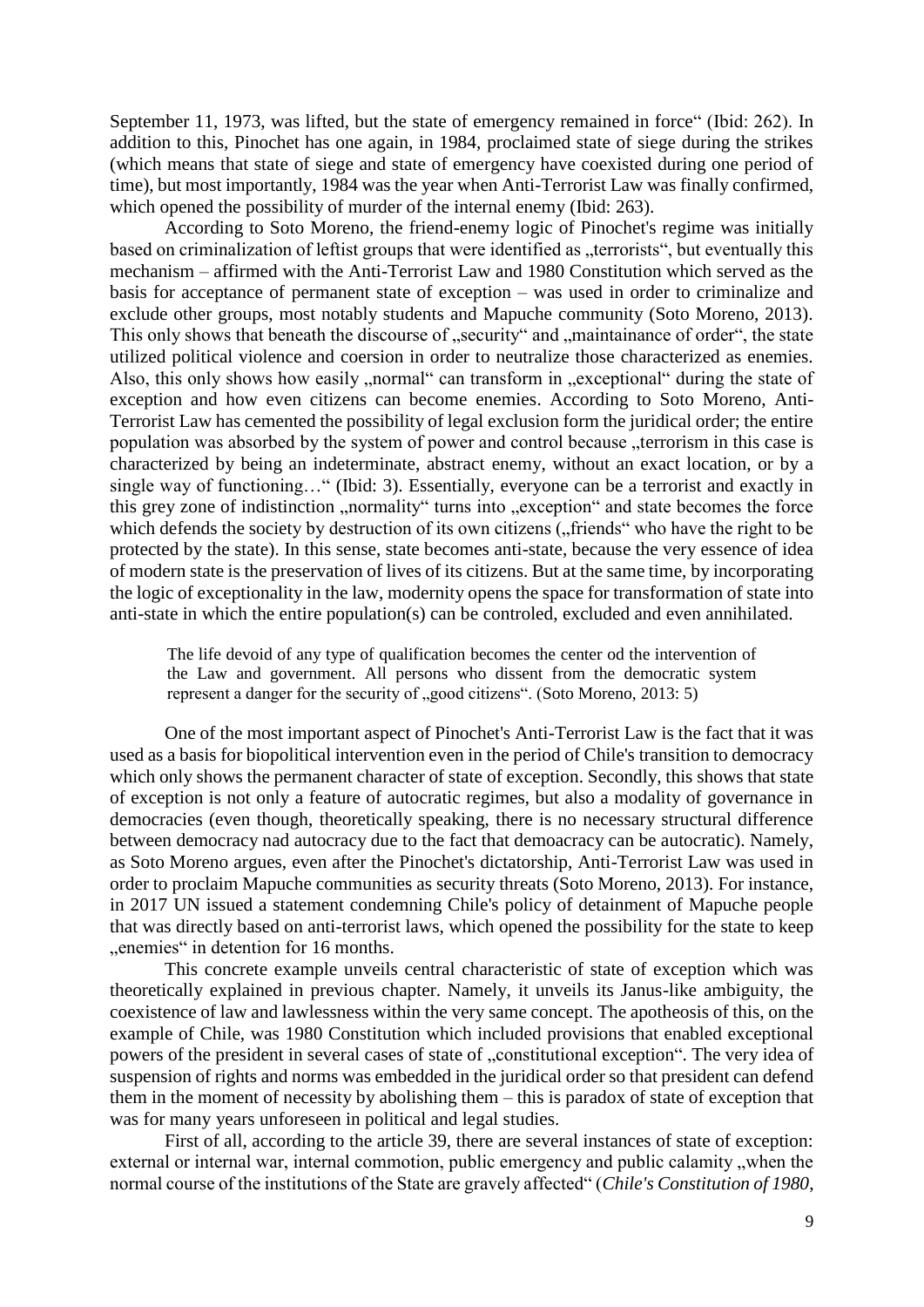September 11, 1973, was lifted, but the state of emergency remained in force" (Ibid: 262). In addition to this, Pinochet has one again, in 1984, proclaimed state of siege during the strikes (which means that state of siege and state of emergency have coexisted during one period of time), but most importantly, 1984 was the year when Anti-Terrorist Law was finally confirmed, which opened the possibility of murder of the internal enemy (Ibid: 263).

According to Soto Moreno, the friend-enemy logic of Pinochet's regime was initially based on criminalization of leftist groups that were identified as „terrorists", but eventually this mechanism – affirmed with the Anti-Terrorist Law and 1980 Constitution which served as the basis for acceptance of permanent state of exception – was used in order to criminalize and exclude other groups, most notably students and Mapuche community (Soto Moreno, 2013). This only shows that beneath the discourse of „security" and „maintainance of order", the state utilized political violence and coersion in order to neutralize those characterized as enemies. Also, this only shows how easily „normal" can transform in „exceptional" during the state of exception and how even citizens can become enemies. According to Soto Moreno, Anti-Terrorist Law has cemented the possibility of legal exclusion form the juridical order; the entire population was absorbed by the system of power and control because „terrorism in this case is characterized by being an indeterminate, abstract enemy, without an exact location, or by a single way of functioning…" (Ibid: 3). Essentially, everyone can be a terrorist and exactly in this grey zone of indistinction „normality" turns into „exception" and state becomes the force which defends the society by destruction of its own citizens („friends" who have the right to be protected by the state). In this sense, state becomes anti-state, because the very essence of idea of modern state is the preservation of lives of its citizens. But at the same time, by incorporating the logic of exceptionality in the law, modernity opens the space for transformation of state into anti-state in which the entire population(s) can be controled, excluded and even annihilated.

> The life devoid of any type of qualification becomes the center od the intervention of the Law and government. All persons who dissent from the democratic system represent a danger for the security of „good citizens". (Soto Moreno, 2013: 5)

One of the most important aspect of Pinochet's Anti-Terrorist Law is the fact that it was used as a basis for biopolitical intervention even in the period of Chile's transition to democracy which only shows the permanent character of state of exception. Secondly, this shows that state of exception is not only a feature of autocratic regimes, but also a modality of governance in democracies (even though, theoretically speaking, there is no necessary structural difference between democracy nad autocracy due to the fact that demoacracy can be autocratic). Namely, as Soto Moreno argues, even after the Pinochet's dictatorship, Anti-Terrorist Law was used in order to proclaim Mapuche communities as security threats (Soto Moreno, 2013). For instance, in 2017 UN issued a statement condemning Chile's policy of detainment of Mapuche people that was directly based on anti-terrorist laws, which opened the possibility for the state to keep „enemies" in detention for 16 months.

This concrete example unveils central characteristic of state of exception which was theoretically explained in previous chapter. Namely, it unveils its Janus-like ambiguity, the coexistence of law and lawlessness within the very same concept. The apotheosis of this, on the example of Chile, was 1980 Constitution which included provisions that enabled exceptional powers of the president in several cases of state of „constitutional exception". The very idea of suspension of rights and norms was embedded in the juridical order so that president can defend them in the moment of necessity by abolishing them – this is paradox of state of exception that was for many years unforeseen in political and legal studies.

First of all, according to the article 39, there are several instances of state of exception: external or internal war, internal commotion, public emergency and public calamity „when the normal course of the institutions of the State are gravely affected" (*Chile's Constitution of 1980*,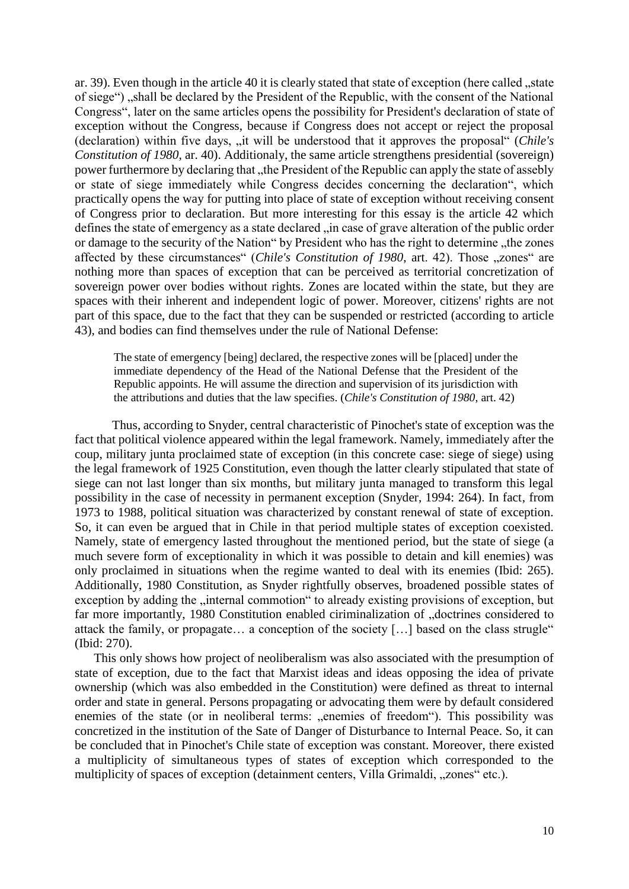ar. 39). Even though in the article 40 it is clearly stated that state of exception (here called „state of siege") „shall be declared by the President of the Republic, with the consent of the National Congress", later on the same articles opens the possibility for President's declaration of state of exception without the Congress, because if Congress does not accept or reject the proposal (declaration) within five days, „it will be understood that it approves the proposal" (*Chile's Constitution of 1980*, ar. 40). Additionaly, the same article strengthens presidential (sovereign) power furthermore by declaring that „the President of the Republic can apply the state of assebly or state of siege immediately while Congress decides concerning the declaration", which practically opens the way for putting into place of state of exception without receiving consent of Congress prior to declaration. But more interesting for this essay is the article 42 which defines the state of emergency as a state declared „in case of grave alteration of the public order or damage to the security of the Nation" by President who has the right to determine „the zones affected by these circumstances" (*Chile's Constitution of 1980*, art. 42). Those „zones" are nothing more than spaces of exception that can be perceived as territorial concretization of sovereign power over bodies without rights. Zones are located within the state, but they are spaces with their inherent and independent logic of power. Moreover, citizens' rights are not part of this space, due to the fact that they can be suspended or restricted (according to article 43), and bodies can find themselves under the rule of National Defense:

> The state of emergency [being] declared, the respective zones will be [placed] under the immediate dependency of the Head of the National Defense that the President of the Republic appoints. He will assume the direction and supervision of its jurisdiction with the attributions and duties that the law specifies. (*Chile's Constitution of 1980*, art. 42)

Thus, according to Snyder, central characteristic of Pinochet's state of exception was the fact that political violence appeared within the legal framework. Namely, immediately after the coup, military junta proclaimed state of exception (in this concrete case: siege of siege) using the legal framework of 1925 Constitution, even though the latter clearly stipulated that state of siege can not last longer than six months, but military junta managed to transform this legal possibility in the case of necessity in permanent exception (Snyder, 1994: 264). In fact, from 1973 to 1988, political situation was characterized by constant renewal of state of exception. So, it can even be argued that in Chile in that period multiple states of exception coexisted. Namely, state of emergency lasted throughout the mentioned period, but the state of siege (a much severe form of exceptionality in which it was possible to detain and kill enemies) was only proclaimed in situations when the regime wanted to deal with its enemies (Ibid: 265). Additionally, 1980 Constitution, as Snyder rightfully observes, broadened possible states of exception by adding the „internal commotion" to already existing provisions of exception, but far more importantly, 1980 Constitution enabled ciriminalization of „doctrines considered to attack the family, or propagate… a conception of the society […] based on the class strugle" (Ibid: 270).

This only shows how project of neoliberalism was also associated with the presumption of state of exception, due to the fact that Marxist ideas and ideas opposing the idea of private ownership (which was also embedded in the Constitution) were defined as threat to internal order and state in general. Persons propagating or advocating them were by default considered enemies of the state (or in neoliberal terms: „enemies of freedom"). This possibility was concretized in the institution of the Sate of Danger of Disturbance to Internal Peace. So, it can be concluded that in Pinochet's Chile state of exception was constant. Moreover, there existed a multiplicity of simultaneous types of states of exception which corresponded to the multiplicity of spaces of exception (detainment centers, Villa Grimaldi, „zones" etc.).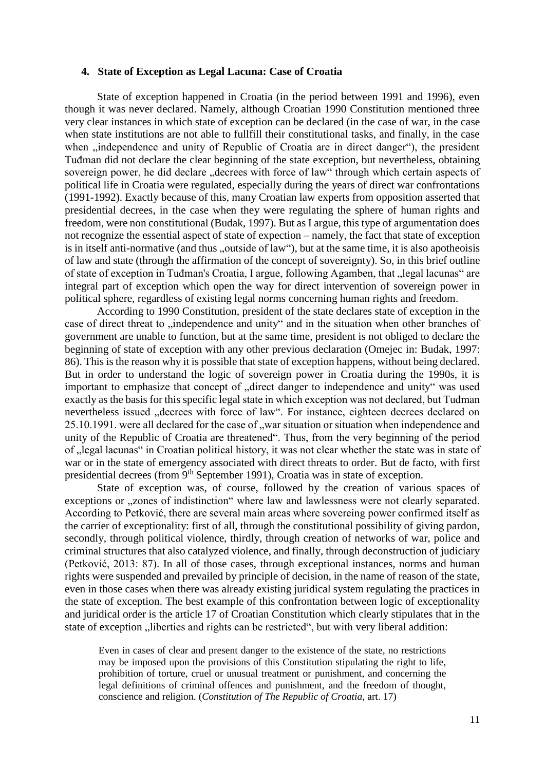### 4. State of Exception as Legal Lacuna: Case of Croatia

State of exception happened in Croatia (in the period between 1991 and 1996), even though it was never declared. Namely, although Croatian 1990 Constitution mentioned three very clear instances in which state of exception can be declared (in the case of war, in the case when state institutions are not able to fullfill their constitutional tasks, and finally, in the case when „independence and unity of Republic of Croatia are in direct danger"), the president Tuđman did not declare the clear beginning of the state exception, but nevertheless, obtaining sovereign power, he did declare „decrees with force of law" through which certain aspects of political life in Croatia were regulated, especially during the years of direct war confrontations (1991-1992). Exactly because of this, many Croatian law experts from opposition asserted that presidential decrees, in the case when they were regulating the sphere of human rights and freedom, were non constitutional (Budak, 1997). But as I argue, this type of argumentation does not recognize the essential aspect of state of expection – namely, the fact that state of exception is in itself anti-normative (and thus „outside of law"), but at the same time, it is also apotheoisis of law and state (through the affirmation of the concept of sovereignty). So, in this brief outline of state of exception in Tuđman's Croatia, I argue, following Agamben, that „legal lacunas" are integral part of exception which open the way for direct intervention of sovereign power in political sphere, regardless of existing legal norms concerning human rights and freedom.

According to 1990 Constitution, president of the state declares state of exception in the case of direct threat to „independence and unity" and in the situation when other branches of government are unable to function, but at the same time, president is not obliged to declare the beginning of state of exception with any other previous declaration (Omejec in: Budak, 1997: 86). This is the reason why it is possible that state of exception happens, without being declared. But in order to understand the logic of sovereign power in Croatia during the 1990s, it is important to emphasize that concept of „direct danger to independence and unity" was used exactly as the basis for this specific legal state in which exception was not declared, but Tuđman nevertheless issued „decrees with force of law". For instance, eighteen decrees declared on 25.10.1991. were all declared for the case of „war situation or situation when independence and unity of the Republic of Croatia are threatened". Thus, from the very beginning of the period of „legal lacunas" in Croatian political history, it was not clear whether the state was in state of war or in the state of emergency associated with direct threats to order. But de facto, with first presidential decrees (from 9th September 1991), Croatia was in state of exception.

State of exception was, of course, followed by the creation of various spaces of exceptions or „zones of indistinction" where law and lawlessness were not clearly separated. According to Petković, there are several main areas where sovereing power confirmed itself as the carrier of exceptionality: first of all, through the constitutional possibility of giving pardon, secondly, through political violence, thirdly, through creation of networks of war, police and criminal structures that also catalyzed violence, and finally, through deconstruction of judiciary (Petković, 2013: 87). In all of those cases, through exceptional instances, norms and human rights were suspended and prevailed by principle of decision, in the name of reason of the state, even in those cases when there was already existing juridical system regulating the practices in the state of exception. The best example of this confrontation between logic of exceptionality and juridical order is the article 17 of Croatian Constitution which clearly stipulates that in the state of exception „liberties and rights can be restricted", but with very liberal addition:

> Even in cases of clear and present danger to the existence of the state, no restrictions may be imposed upon the provisions of this Constitution stipulating the right to life, prohibition of torture, cruel or unusual treatment or punishment, and concerning the legal definitions of criminal offences and punishment, and the freedom of thought, conscience and religion. (*Constitution of The Republic of Croatia,* art. 17)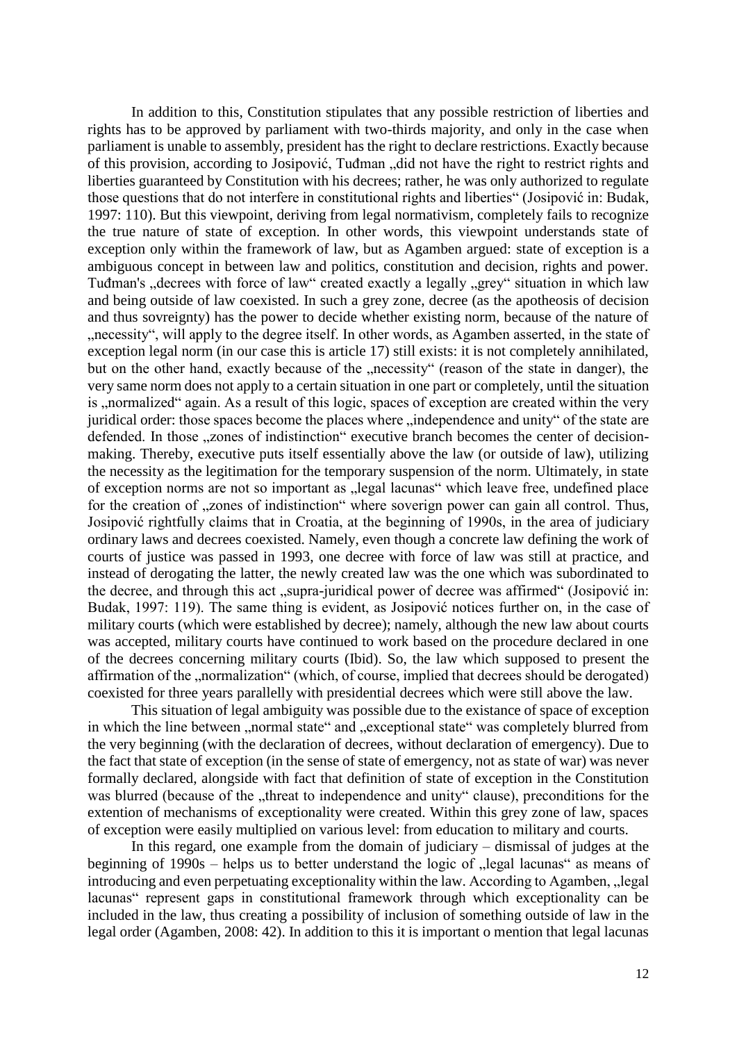In addition to this, Constitution stipulates that any possible restriction of liberties and rights has to be approved by parliament with two-thirds majority, and only in the case when parliament is unable to assembly, president has the right to declare restrictions. Exactly because of this provision, according to Josipović, Tuđman „did not have the right to restrict rights and liberties guaranteed by Constitution with his decrees; rather, he was only authorized to regulate those questions that do not interfere in constitutional rights and liberties" (Josipović in: Budak, 1997: 110). But this viewpoint, deriving from legal normativism, completely fails to recognize the true nature of state of exception. In other words, this viewpoint understands state of exception only within the framework of law, but as Agamben argued: state of exception is a ambiguous concept in between law and politics, constitution and decision, rights and power. Tuđman's „decrees with force of law" created exactly a legally „grey" situation in which law and being outside of law coexisted. In such a grey zone, decree (as the apotheosis of decision and thus sovreignty) has the power to decide whether existing norm, because of the nature of „necessity", will apply to the degree itself. In other words, as Agamben asserted, in the state of exception legal norm (in our case this is article 17) still exists: it is not completely annihilated, but on the other hand, exactly because of the „necessity" (reason of the state in danger), the very same norm does not apply to a certain situation in one part or completely, until the situation is „normalized" again. As a result of this logic, spaces of exception are created within the very juridical order: those spaces become the places where „independence and unity" of the state are defended. In those „zones of indistinction" executive branch becomes the center of decision-making. Thereby, executive puts itself essentially above the law (or outside of law), utilizing the necessity as the legitimation for the temporary suspension of the norm. Ultimately, in state of exception norms are not so important as „legal lacunas" which leave free, undefined place for the creation of „zones of indistinction" where soverign power can gain all control. Thus, Josipović rightfully claims that in Croatia, at the beginning of 1990s, in the area of judiciary ordinary laws and decrees coexisted. Namely, even though a concrete law defining the work of courts of justice was passed in 1993, one decree with force of law was still at practice, and instead of derogating the latter, the newly created law was the one which was subordinated to the decree, and through this act „supra-juridical power of decree was affirmed" (Josipović in: Budak, 1997: 119). The same thing is evident, as Josipović notices further on, in the case of military courts (which were established by decree); namely, although the new law about courts was accepted, military courts have continued to work based on the procedure declared in one of the decrees concerning military courts (Ibid). So, the law which supposed to present the affirmation of the „normalization" (which, of course, implied that decrees should be derogated) coexisted for three years parallelly with presidential decrees which were still above the law.

This situation of legal ambiguity was possible due to the existance of space of exception in which the line between „normal state" and „exceptional state" was completely blurred from the very beginning (with the declaration of decrees, without declaration of emergency). Due to the fact that state of exception (in the sense of state of emergency, not as state of war) was never formally declared, alongside with fact that definition of state of exception in the Constitution was blurred (because of the „threat to independence and unity" clause), preconditions for the extention of mechanisms of exceptionality were created. Within this grey zone of law, spaces of exception were easily multiplied on various level: from education to military and courts.

In this regard, one example from the domain of judiciary – dismissal of judges at the beginning of 1990s – helps us to better understand the logic of „legal lacunas" as means of introducing and even perpetuating exceptionality within the law. According to Agamben, „legal lacunas" represent gaps in constitutional framework through which exceptionality can be included in the law, thus creating a possibility of inclusion of something outside of law in the legal order (Agamben, 2008: 42). In addition to this it is important o mention that legal lacunas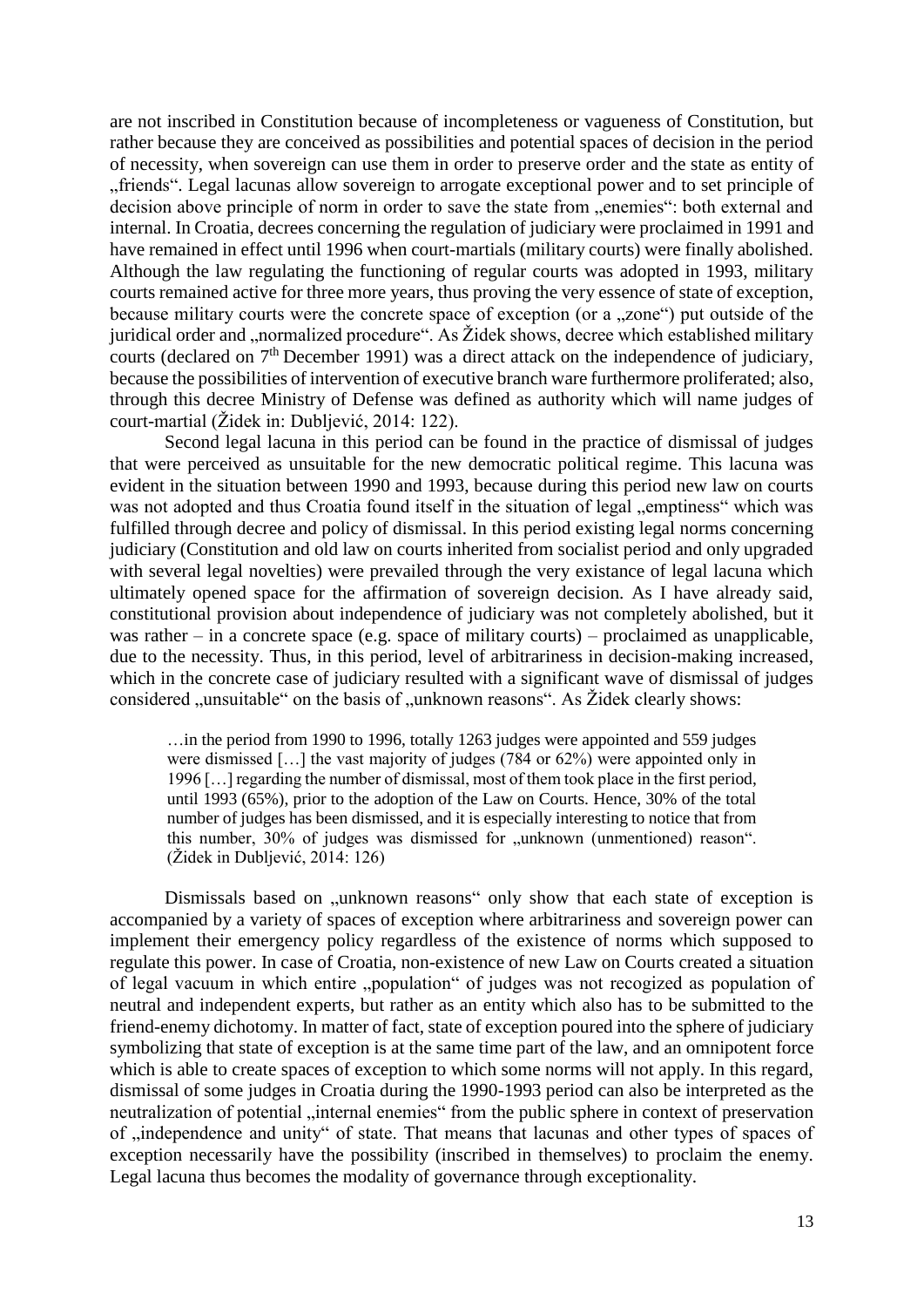are not inscribed in Constitution because of incompleteness or vagueness of Constitution, but rather because they are conceived as possibilities and potential spaces of decision in the period of necessity, when sovereign can use them in order to preserve order and the state as entity of „friends“. Legal lacunas allow sovereign to arrogate exceptional power and to set principle of decision above principle of norm in order to save the state from „enemies“: both external and internal. In Croatia, decrees concerning the regulation of judiciary were proclaimed in 1991 and have remained in effect until 1996 when court-martials (military courts) were finally abolished. Although the law regulating the functioning of regular courts was adopted in 1993, military courts remained active for three more years, thus proving the very essence of state of exception, because military courts were the concrete space of exception (or a „zone“) put outside of the juridical order and „normalized procedure“. As Židek shows, decree which established military courts (declared on 7th December 1991) was a direct attack on the independence of judiciary, because the possibilities of intervention of executive branch ware furthermore proliferated; also, through this decree Ministry of Defense was defined as authority which will name judges of court-martial (Židek in: Dubljević, 2014: 122).

Second legal lacuna in this period can be found in the practice of dismissal of judges that were perceived as unsuitable for the new democratic political regime. This lacuna was evident in the situation between 1990 and 1993, because during this period new law on courts was not adopted and thus Croatia found itself in the situation of legal „emptiness“ which was fulfilled through decree and policy of dismissal. In this period existing legal norms concerning judiciary (Constitution and old law on courts inherited from socialist period and only upgraded with several legal novelties) were prevailed through the very existance of legal lacuna which ultimately opened space for the affirmation of sovereign decision. As I have already said, constitutional provision about independence of judiciary was not completely abolished, but it was rather – in a concrete space (e.g. space of military courts) – proclaimed as unapplicable, due to the necessity. Thus, in this period, level of arbitrariness in decision-making increased, which in the concrete case of judiciary resulted with a significant wave of dismissal of judges considered „unsuitable“ on the basis of „unknown reasons“. As Židek clearly shows:

> …in the period from 1990 to 1996, totally 1263 judges were appointed and 559 judges were dismissed […] the vast majority of judges (784 or 62%) were appointed only in 1996 […] regarding the number of dismissal, most of them took place in the first period, until 1993 (65%), prior to the adoption of the Law on Courts. Hence, 30% of the total number of judges has been dismissed, and it is especially interesting to notice that from this number, 30% of judges was dismissed for „unknown (unmentioned) reason“. (Židek in Dubljević, 2014: 126)

Dismissals based on „unknown reasons“ only show that each state of exception is accompanied by a variety of spaces of exception where arbitrariness and sovereign power can implement their emergency policy regardless of the existence of norms which supposed to regulate this power. In case of Croatia, non-existence of new Law on Courts created a situation of legal vacuum in which entire „population“ of judges was not recogized as population of neutral and independent experts, but rather as an entity which also has to be submitted to the friend-enemy dichotomy. In matter of fact, state of exception poured into the sphere of judiciary symbolizing that state of exception is at the same time part of the law, and an omnipotent force which is able to create spaces of exception to which some norms will not apply. In this regard, dismissal of some judges in Croatia during the 1990-1993 period can also be interpreted as the neutralization of potential „internal enemies“ from the public sphere in context of preservation of „independence and unity“ of state. That means that lacunas and other types of spaces of exception necessarily have the possibility (inscribed in themselves) to proclaim the enemy. Legal lacuna thus becomes the modality of governance through exceptionality.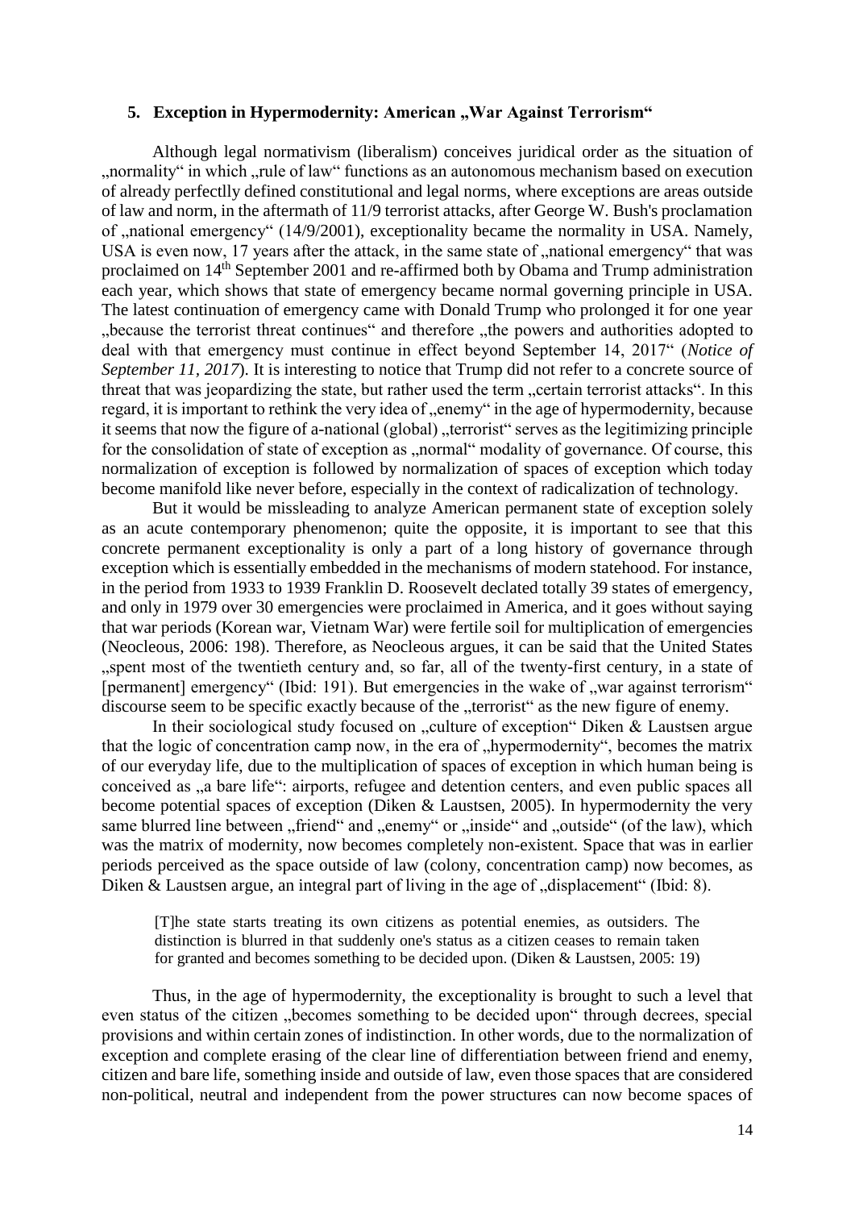## 5. Exception in Hypermodernity: American „War Against Terrorism"

Although legal normativism (liberalism) conceives juridical order as the situation of „normality" in which „rule of law" functions as an autonomous mechanism based on execution of already perfectlly defined constitutional and legal norms, where exceptions are areas outside of law and norm, in the aftermath of 11/9 terrorist attacks, after George W. Bush's proclamation of „national emergency" (14/9/2001), exceptionality became the normality in USA. Namely, USA is even now, 17 years after the attack, in the same state of „national emergency" that was proclaimed on 14th September 2001 and re-affirmed both by Obama and Trump administration each year, which shows that state of emergency became normal governing principle in USA. The latest continuation of emergency came with Donald Trump who prolonged it for one year „because the terrorist threat continues" and therefore „the powers and authorities adopted to deal with that emergency must continue in effect beyond September 14, 2017" (*Notice of September 11, 2017*). It is interesting to notice that Trump did not refer to a concrete source of threat that was jeopardizing the state, but rather used the term „certain terrorist attacks". In this regard, it is important to rethink the very idea of „enemy" in the age of hypermodernity, because it seems that now the figure of a-national (global) „terrorist" serves as the legitimizing principle for the consolidation of state of exception as „normal" modality of governance. Of course, this normalization of exception is followed by normalization of spaces of exception which today become manifold like never before, especially in the context of radicalization of technology.

But it would be missleading to analyze American permanent state of exception solely as an acute contemporary phenomenon; quite the opposite, it is important to see that this concrete permanent exceptionality is only a part of a long history of governance through exception which is essentially embedded in the mechanisms of modern statehood. For instance, in the period from 1933 to 1939 Franklin D. Roosevelt declated totally 39 states of emergency, and only in 1979 over 30 emergencies were proclaimed in America, and it goes without saying that war periods (Korean war, Vietnam War) were fertile soil for multiplication of emergencies (Neocleous, 2006: 198). Therefore, as Neocleous argues, it can be said that the United States „spent most of the twentieth century and, so far, all of the twenty-first century, in a state of [permanent] emergency" (Ibid: 191). But emergencies in the wake of „war against terrorism" discourse seem to be specific exactly because of the „terrorist" as the new figure of enemy.

In their sociological study focused on „culture of exception" Diken & Laustsen argue that the logic of concentration camp now, in the era of „hypermodernity", becomes the matrix of our everyday life, due to the multiplication of spaces of exception in which human being is conceived as „a bare life": airports, refugee and detention centers, and even public spaces all become potential spaces of exception (Diken & Laustsen, 2005). In hypermodernity the very same blurred line between „friend" and „enemy" or „inside" and „outside" (of the law), which was the matrix of modernity, now becomes completely non-existent. Space that was in earlier periods perceived as the space outside of law (colony, concentration camp) now becomes, as Diken & Laustsen argue, an integral part of living in the age of „displacement" (Ibid: 8).

> [T]he state starts treating its own citizens as potential enemies, as outsiders. The distinction is blurred in that suddenly one's status as a citizen ceases to remain taken for granted and becomes something to be decided upon. (Diken & Laustsen, 2005: 19)

Thus, in the age of hypermodernity, the exceptionality is brought to such a level that even status of the citizen „becomes something to be decided upon" through decrees, special provisions and within certain zones of indistinction. In other words, due to the normalization of exception and complete erasing of the clear line of differentiation between friend and enemy, citizen and bare life, something inside and outside of law, even those spaces that are considered non-political, neutral and independent from the power structures can now become spaces of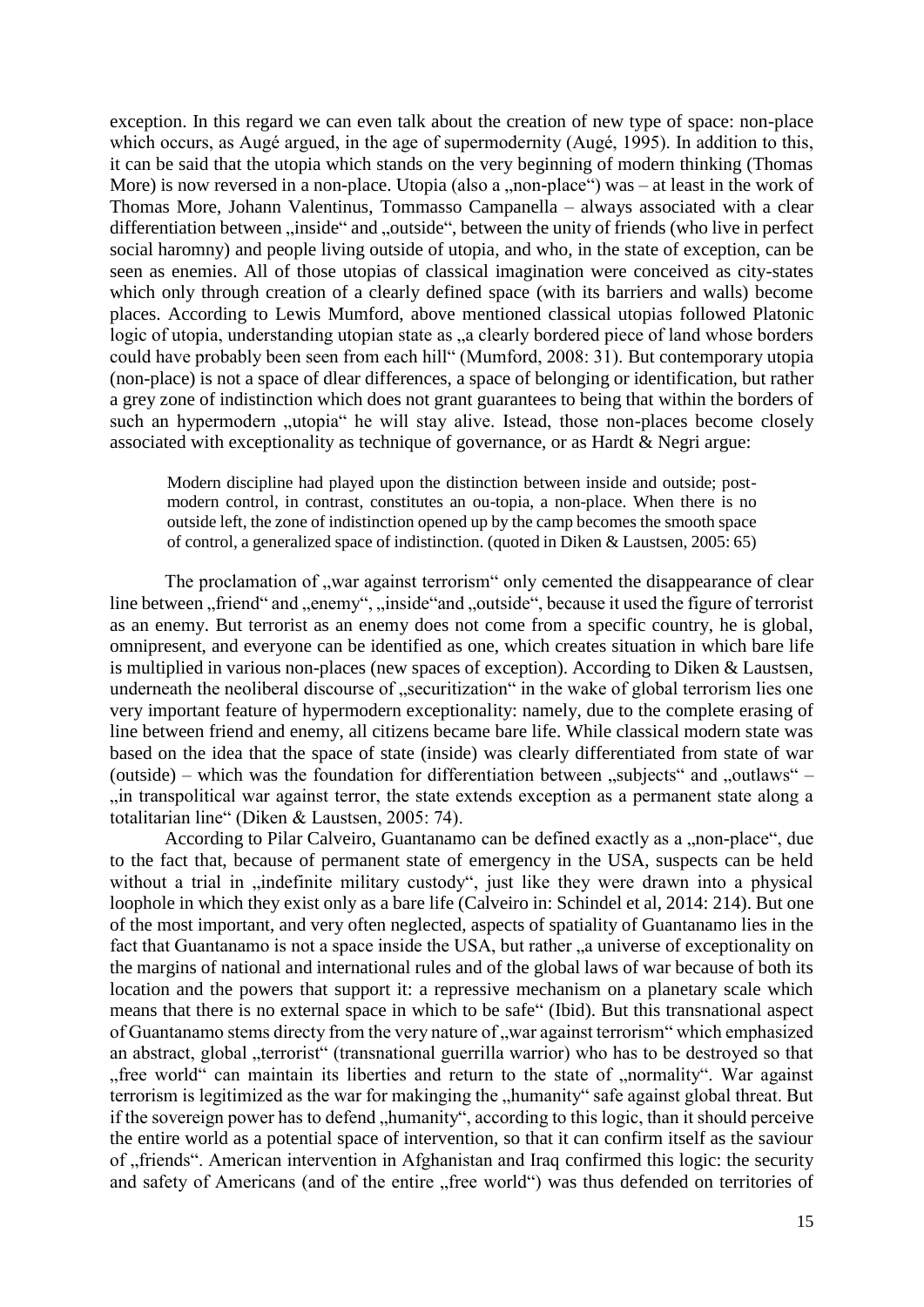exception. In this regard we can even talk about the creation of new type of space: non-place which occurs, as Augé argued, in the age of supermodernity (Augé, 1995). In addition to this, it can be said that the utopia which stands on the very beginning of modern thinking (Thomas More) is now reversed in a non-place. Utopia (also a „non-place") was – at least in the work of Thomas More, Johann Valentinus, Tommasso Campanella – always associated with a clear differentiation between „inside" and „outside", between the unity of friends (who live in perfect social haromny) and people living outside of utopia, and who, in the state of exception, can be seen as enemies. All of those utopias of classical imagination were conceived as city-states which only through creation of a clearly defined space (with its barriers and walls) become places. According to Lewis Mumford, above mentioned classical utopias followed Platonic logic of utopia, understanding utopian state as „a clearly bordered piece of land whose borders could have probably been seen from each hill" (Mumford, 2008: 31). But contemporary utopia (non-place) is not a space of dlear differences, a space of belonging or identification, but rather a grey zone of indistinction which does not grant guarantees to being that within the borders of such an hypermodern „utopia" he will stay alive. Istead, those non-places become closely associated with exceptionality as technique of governance, or as Hardt & Negri argue:

> Modern discipline had played upon the distinction between inside and outside; post-modern control, in contrast, constitutes an ou-topia, a non-place. When there is no outside left, the zone of indistinction opened up by the camp becomes the smooth space of control, a generalized space of indistinction. (quoted in Diken & Laustsen, 2005: 65)

The proclamation of „war against terrorism" only cemented the disappearance of clear line between „friend" and „enemy", „inside"and „outside", because it used the figure of terrorist as an enemy. But terrorist as an enemy does not come from a specific country, he is global, omnipresent, and everyone can be identified as one, which creates situation in which bare life is multiplied in various non-places (new spaces of exception). According to Diken & Laustsen, underneath the neoliberal discourse of „securitization" in the wake of global terrorism lies one very important feature of hypermodern exceptionality: namely, due to the complete erasing of line between friend and enemy, all citizens became bare life. While classical modern state was based on the idea that the space of state (inside) was clearly differentiated from state of war (outside) – which was the foundation for differentiation between „subjects" and „outlaws" – „in transpolitical war against terror, the state extends exception as a permanent state along a totalitarian line" (Diken & Laustsen, 2005: 74).

According to Pilar Calveiro, Guantanamo can be defined exactly as a „non-place", due to the fact that, because of permanent state of emergency in the USA, suspects can be held without a trial in „indefinite military custody", just like they were drawn into a physical loophole in which they exist only as a bare life (Calveiro in: Schindel et al, 2014: 214). But one of the most important, and very often neglected, aspects of spatiality of Guantanamo lies in the fact that Guantanamo is not a space inside the USA, but rather „a universe of exceptionality on the margins of national and international rules and of the global laws of war because of both its location and the powers that support it: a repressive mechanism on a planetary scale which means that there is no external space in which to be safe" (Ibid). But this transnational aspect of Guantanamo stems directy from the very nature of „war against terrorism" which emphasized an abstract, global „terrorist" (transnational guerrilla warrior) who has to be destroyed so that „free world" can maintain its liberties and return to the state of „normality". War against terrorism is legitimized as the war for makinging the „humanity" safe against global threat. But if the sovereign power has to defend „humanity", according to this logic, than it should perceive the entire world as a potential space of intervention, so that it can confirm itself as the saviour of „friends". American intervention in Afghanistan and Iraq confirmed this logic: the security and safety of Americans (and of the entire „free world") was thus defended on territories of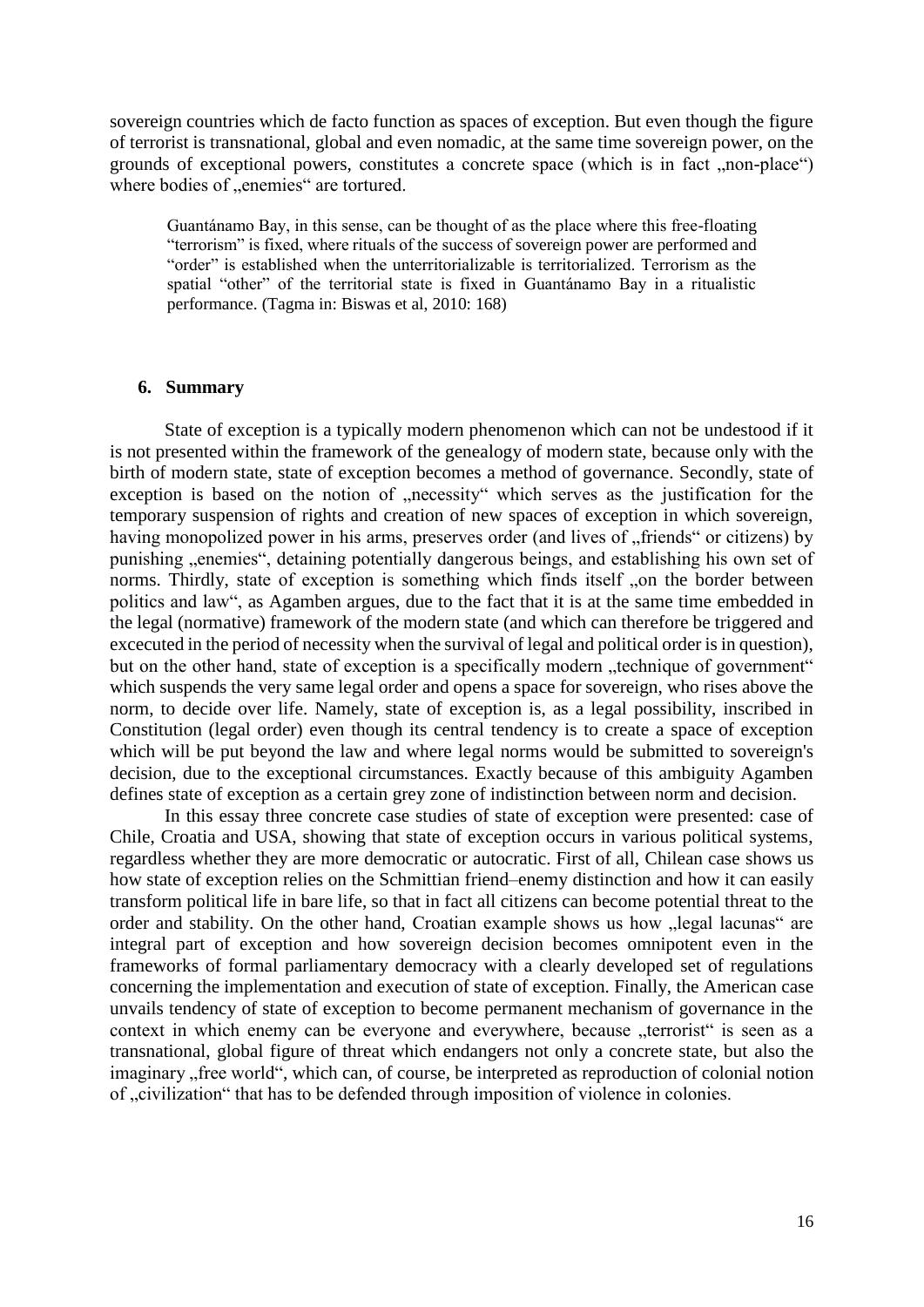sovereign countries which de facto function as spaces of exception. But even though the figure of terrorist is transnational, global and even nomadic, at the same time sovereign power, on the grounds of exceptional powers, constitutes a concrete space (which is in fact „non-place") where bodies of „enemies" are tortured.

> Guantánamo Bay, in this sense, can be thought of as the place where this free-floating "terrorism" is fixed, where rituals of the success of sovereign power are performed and "order" is established when the unterritorializable is territorialized. Terrorism as the spatial "other" of the territorial state is fixed in Guantánamo Bay in a ritualistic performance. (Tagma in: Biswas et al, 2010: 168)

## 6. Summary

State of exception is a typically modern phenomenon which can not be undestood if it is not presented within the framework of the genealogy of modern state, because only with the birth of modern state, state of exception becomes a method of governance. Secondly, state of exception is based on the notion of „necessity" which serves as the justification for the temporary suspension of rights and creation of new spaces of exception in which sovereign, having monopolized power in his arms, preserves order (and lives of „friends" or citizens) by punishing „enemies", detaining potentially dangerous beings, and establishing his own set of norms. Thirdly, state of exception is something which finds itself „on the border between politics and law", as Agamben argues, due to the fact that it is at the same time embedded in the legal (normative) framework of the modern state (and which can therefore be triggered and excecuted in the period of necessity when the survival of legal and political order is in question), but on the other hand, state of exception is a specifically modern „technique of government" which suspends the very same legal order and opens a space for sovereign, who rises above the norm, to decide over life. Namely, state of exception is, as a legal possibility, inscribed in Constitution (legal order) even though its central tendency is to create a space of exception which will be put beyond the law and where legal norms would be submitted to sovereign's decision, due to the exceptional circumstances. Exactly because of this ambiguity Agamben defines state of exception as a certain grey zone of indistinction between norm and decision.

In this essay three concrete case studies of state of exception were presented: case of Chile, Croatia and USA, showing that state of exception occurs in various political systems, regardless whether they are more democratic or autocratic. First of all, Chilean case shows us how state of exception relies on the Schmittian friend–enemy distinction and how it can easily transform political life in bare life, so that in fact all citizens can become potential threat to the order and stability. On the other hand, Croatian example shows us how „legal lacunas" are integral part of exception and how sovereign decision becomes omnipotent even in the frameworks of formal parliamentary democracy with a clearly developed set of regulations concerning the implementation and execution of state of exception. Finally, the American case unvails tendency of state of exception to become permanent mechanism of governance in the context in which enemy can be everyone and everywhere, because „terrorist" is seen as a transnational, global figure of threat which endangers not only a concrete state, but also the imaginary „free world", which can, of course, be interpreted as reproduction of colonial notion of „civilization" that has to be defended through imposition of violence in colonies.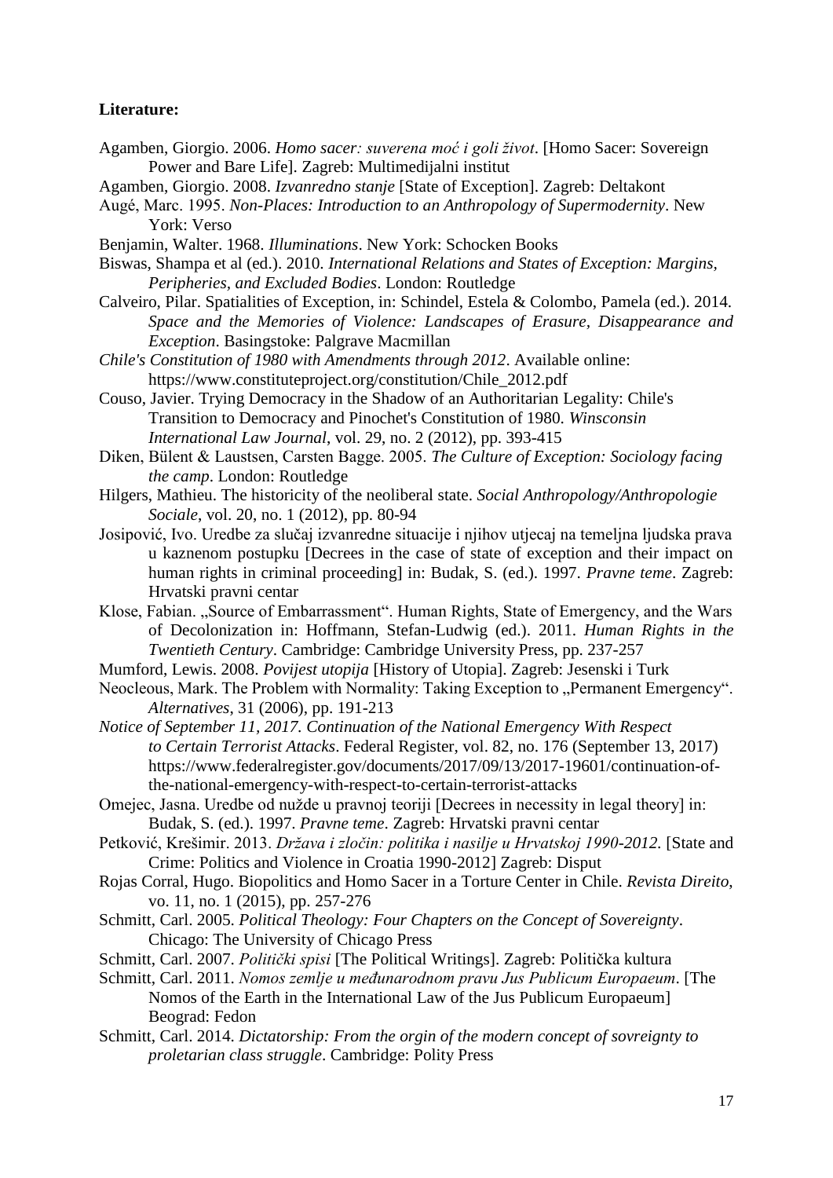**Literature:**

Agamben, Giorgio. 2006. *Homo sacer: suverena moć i goli život*. [Homo Sacer: Sovereign Power and Bare Life]. Zagreb: Multimedijalni institut

Agamben, Giorgio. 2008. *Izvanredno stanje* [State of Exception]. Zagreb: Deltakont

Augé, Marc. 1995. *Non-Places: Introduction to an Anthropology of Supermodernity*. New York: Verso

Benjamin, Walter. 1968. *Illuminations*. New York: Schocken Books

Biswas, Shampa et al (ed.). 2010. *International Relations and States of Exception: Margins, Peripheries, and Excluded Bodies*. London: Routledge

Calveiro, Pilar. Spatialities of Exception, in: Schindel, Estela & Colombo, Pamela (ed.). 2014. *Space and the Memories of Violence: Landscapes of Erasure, Disappearance and Exception*. Basingstoke: Palgrave Macmillan

*Chile's Constitution of 1980 with Amendments through 2012*. Available online: https://www.constituteproject.org/constitution/Chile_2012.pdf

Couso, Javier. Trying Democracy in the Shadow of an Authoritarian Legality: Chile's Transition to Democracy and Pinochet's Constitution of 1980. *Winsconsin International Law Journal*, vol. 29, no. 2 (2012), pp. 393-415

Diken, Bülent & Laustsen, Carsten Bagge. 2005. *The Culture of Exception: Sociology facing the camp*. London: Routledge

Hilgers, Mathieu. The historicity of the neoliberal state. *Social Anthropology/Anthropologie Sociale*, vol. 20, no. 1 (2012), pp. 80-94

Josipović, Ivo. Uredbe za slučaj izvanredne situacije i njihov utjecaj na temeljna ljudska prava u kaznenom postupku [Decrees in the case of state of exception and their impact on human rights in criminal proceeding] in: Budak, S. (ed.). 1997. *Pravne teme*. Zagreb: Hrvatski pravni centar

Klose, Fabian. „Source of Embarrassment". Human Rights, State of Emergency, and the Wars of Decolonization in: Hoffmann, Stefan-Ludwig (ed.). 2011. *Human Rights in the Twentieth Century*. Cambridge: Cambridge University Press, pp. 237-257

Mumford, Lewis. 2008. *Povijest utopija* [History of Utopia]. Zagreb: Jesenski i Turk

Neocleous, Mark. The Problem with Normality: Taking Exception to „Permanent Emergency". *Alternatives*, 31 (2006), pp. 191-213

*Notice of September 11, 2017. Continuation of the National Emergency With Respect to Certain Terrorist Attacks*. Federal Register, vol. 82, no. 176 (September 13, 2017) https://www.federalregister.gov/documents/2017/09/13/2017-19601/continuation-of-the-national-emergency-with-respect-to-certain-terrorist-attacks

Omejec, Jasna. Uredbe od nužde u pravnoj teoriji [Decrees in necessity in legal theory] in: Budak, S. (ed.). 1997. *Pravne teme*. Zagreb: Hrvatski pravni centar

Petković, Krešimir. 2013. *Država i zločin: politika i nasilje u Hrvatskoj 1990-2012.* [State and Crime: Politics and Violence in Croatia 1990-2012] Zagreb: Disput

Rojas Corral, Hugo. Biopolitics and Homo Sacer in a Torture Center in Chile. *Revista Direito*, vo. 11, no. 1 (2015), pp. 257-276

Schmitt, Carl. 2005. *Political Theology: Four Chapters on the Concept of Sovereignty*. Chicago: The University of Chicago Press

Schmitt, Carl. 2007. *Politički spisi* [The Political Writings]. Zagreb: Politička kultura

Schmitt, Carl. 2011. *Nomos zemlje u međunarodnom pravu Jus Publicum Europaeum*. [The Nomos of the Earth in the International Law of the Jus Publicum Europaeum] Beograd: Fedon

Schmitt, Carl. 2014. *Dictatorship: From the orgin of the modern concept of sovreignty to proletarian class struggle*. Cambridge: Polity Press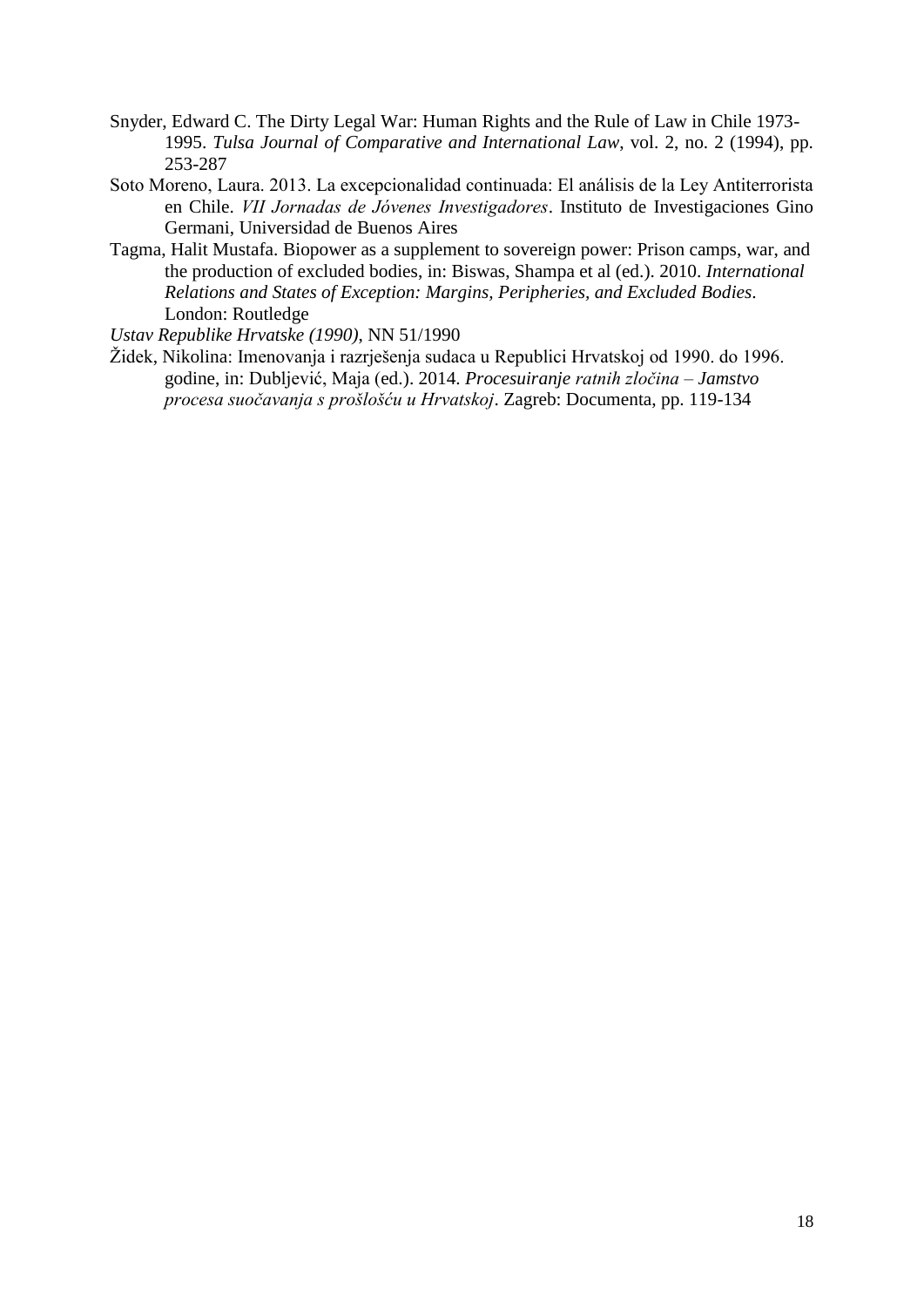Snyder, Edward C. The Dirty Legal War: Human Rights and the Rule of Law in Chile 1973-1995. *Tulsa Journal of Comparative and International Law*, vol. 2, no. 2 (1994), pp. 253-287

Soto Moreno, Laura. 2013. La excepcionalidad continuada: El análisis de la Ley Antiterrorista en Chile. *VII Jornadas de Jóvenes Investigadores*. Instituto de Investigaciones Gino Germani, Universidad de Buenos Aires

Tagma, Halit Mustafa. Biopower as a supplement to sovereign power: Prison camps, war, and the production of excluded bodies, in: Biswas, Shampa et al (ed.). 2010. *International Relations and States of Exception: Margins, Peripheries, and Excluded Bodies*. London: Routledge

*Ustav Republike Hrvatske (1990)*, NN 51/1990

Židek, Nikolina: Imenovanja i razrješenja sudaca u Republici Hrvatskoj od 1990. do 1996. godine, in: Dubljević, Maja (ed.). 2014. *Procesuiranje ratnih zločina – Jamstvo procesa suočavanja s prošlošću u Hrvatskoj*. Zagreb: Documenta, pp. 119-134